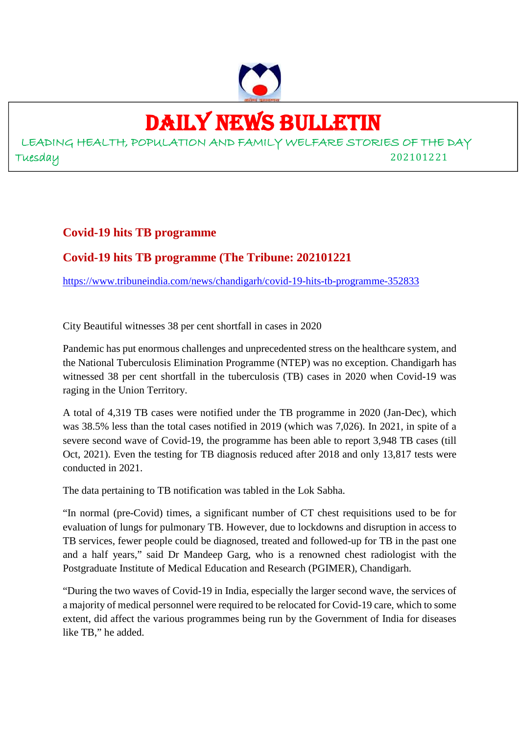# DAILY NEWS BULLETIN

LEADING HEALTH, POPULATION AND FAMILY WELFARE STORIES OF THE DAY

Tuesday 202101221

## Covid-19 hits TB programme

## Covid-19 hits TB programme (The Tribune: 202101221

https://www.tribuneindia.com/news/chandigarh/covid-19-hits-tb-programme-352833

City Beautiful witnesses 38 per cent shortfall in cases in 2020

Pandemic has put enormous challenges and unprecedented stress on the healthcare system, and the National Tuberculosis Elimination Programme (NTEP) was no exception. Chandigarh has witnessed 38 per cent shortfall in the tuberculosis (TB) cases in 2020 when Covid-19 was raging in the Union Territory.

A total of 4,319 TB cases were notified under the TB programme in 2020 (Jan-Dec), which was 38.5% less than the total cases notified in 2019 (which was 7,026). In 2021, in spite of a severe second wave of Covid-19, the programme has been able to report 3,948 TB cases (till Oct, 2021). Even the testing for TB diagnosis reduced after 2018 and only 13,817 tests were conducted in 2021.

The data pertaining to TB notification was tabled in the Lok Sabha.

"In normal (pre-Covid) times, a significant number of CT chest requisitions used to be for evaluation of lungs for pulmonary TB. However, due to lockdowns and disruption in access to TB services, fewer people could be diagnosed, treated and followed-up for TB in the past one and a half years," said Dr Mandeep Garg, who is a renowned chest radiologist with the Postgraduate Institute of Medical Education and Research (PGIMER), Chandigarh.

"During the two waves of Covid-19 in India, especially the larger second wave, the services of a majority of medical personnel were required to be relocated for Covid-19 care, which to some extent, did affect the various programmes being run by the Government of India for diseases like TB," he added.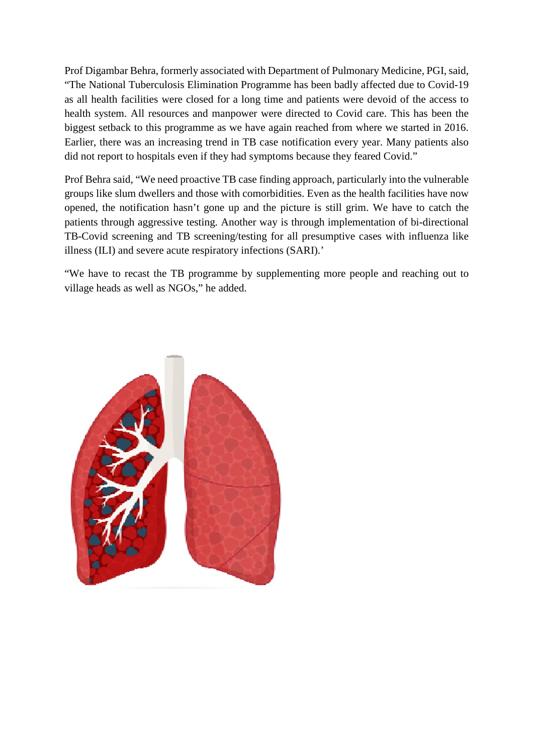Prof Digambar Behra, formerly associated with Department of Pulmonary Medicine, PGI, said, "The National Tuberculosis Elimination Programme has been badly affected due to Covid-19 as all health facilities were closed for a long time and patients were devoid of the access to health system. All resources and manpower were directed to Covid care. This has been the biggest setback to this programme as we have again reached from where we started in 2016. Earlier, there was an increasing trend in TB case notification every year. Many patients also did not report to hospitals even if they had symptoms because they feared Covid."

Prof Behra said, "We need proactive TB case finding approach, particularly into the vulnerable groups like slum dwellers and those with comorbidities. Even as the health facilities have now opened, the notification hasn't gone up and the picture is still grim. We have to catch the patients through aggressive testing. Another way is through implementation of bi-directional TB-Covid screening and TB screening/testing for all presumptive cases with influenza like illness (ILI) and severe acute respiratory infections (SARI).'

"We have to recast the TB programme by supplementing more people and reaching out to village heads as well as NGOs," he added.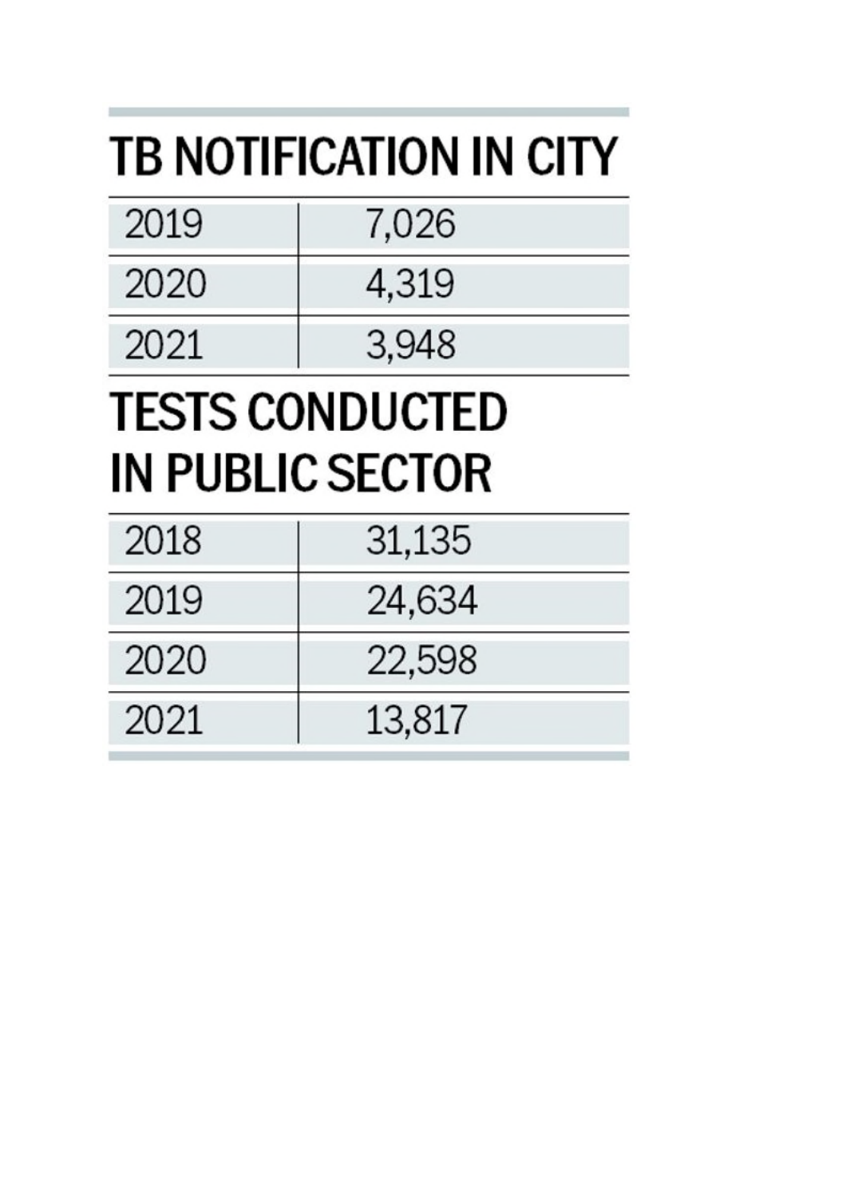## TB NOTIFICATION IN CITY

| | |
|---|---|
| 2019 | 7,026 |
| 2020 | 4,319 |
| 2021 | 3,948 |

## TESTS CONDUCTED IN PUBLIC SECTOR

| | |
|---|---|
| 2018 | 31,135 |
| 2019 | 24,634 |
| 2020 | 22,598 |
| 2021 | 13,817 |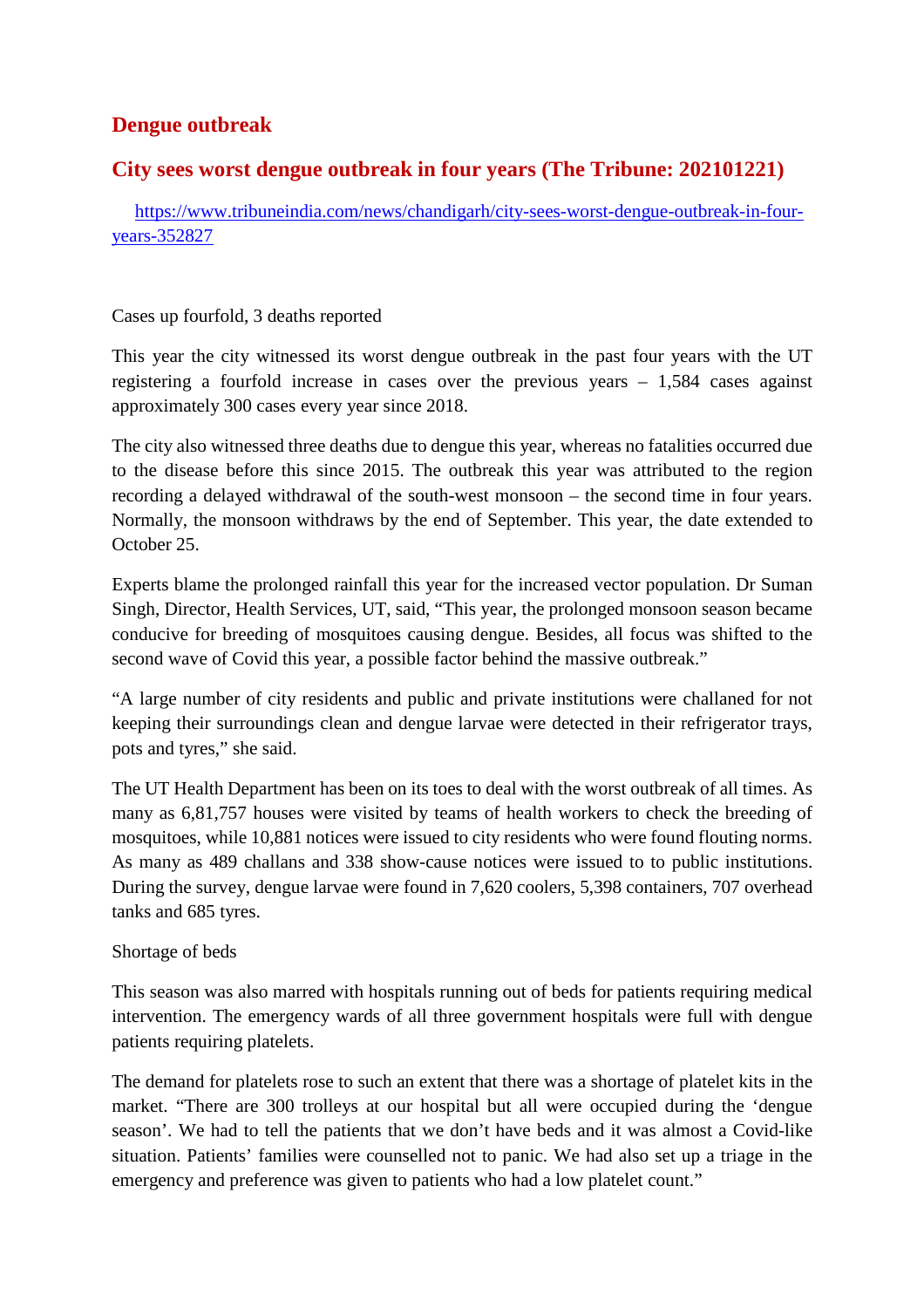## Dengue outbreak

## City sees worst dengue outbreak in four years (The Tribune: 202101221)

https://www.tribuneindia.com/news/chandigarh/city-sees-worst-dengue-outbreak-in-four-years-352827

Cases up fourfold, 3 deaths reported

This year the city witnessed its worst dengue outbreak in the past four years with the UT registering a fourfold increase in cases over the previous years – 1,584 cases against approximately 300 cases every year since 2018.

The city also witnessed three deaths due to dengue this year, whereas no fatalities occurred due to the disease before this since 2015. The outbreak this year was attributed to the region recording a delayed withdrawal of the south-west monsoon – the second time in four years. Normally, the monsoon withdraws by the end of September. This year, the date extended to October 25.

Experts blame the prolonged rainfall this year for the increased vector population. Dr Suman Singh, Director, Health Services, UT, said, "This year, the prolonged monsoon season became conducive for breeding of mosquitoes causing dengue. Besides, all focus was shifted to the second wave of Covid this year, a possible factor behind the massive outbreak."

"A large number of city residents and public and private institutions were challaned for not keeping their surroundings clean and dengue larvae were detected in their refrigerator trays, pots and tyres," she said.

The UT Health Department has been on its toes to deal with the worst outbreak of all times. As many as 6,81,757 houses were visited by teams of health workers to check the breeding of mosquitoes, while 10,881 notices were issued to city residents who were found flouting norms. As many as 489 challans and 338 show-cause notices were issued to to public institutions. During the survey, dengue larvae were found in 7,620 coolers, 5,398 containers, 707 overhead tanks and 685 tyres.

Shortage of beds

This season was also marred with hospitals running out of beds for patients requiring medical intervention. The emergency wards of all three government hospitals were full with dengue patients requiring platelets.

The demand for platelets rose to such an extent that there was a shortage of platelet kits in the market. "There are 300 trolleys at our hospital but all were occupied during the 'dengue season'. We had to tell the patients that we don't have beds and it was almost a Covid-like situation. Patients' families were counselled not to panic. We had also set up a triage in the emergency and preference was given to patients who had a low platelet count."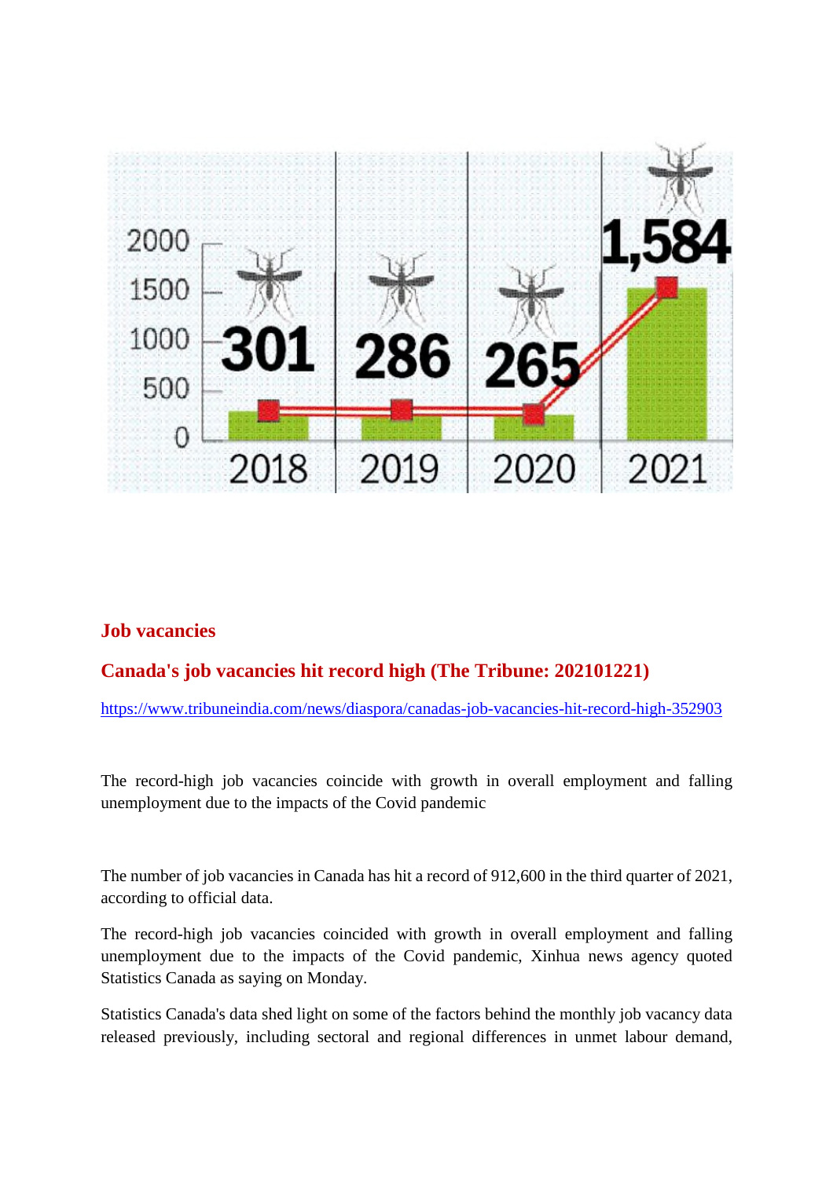## Job vacancies

### Canada's job vacancies hit record high (The Tribune: 202101221)

https://www.tribuneindia.com/news/diaspora/canadas-job-vacancies-hit-record-high-352903

The record-high job vacancies coincide with growth in overall employment and falling unemployment due to the impacts of the Covid pandemic

The number of job vacancies in Canada has hit a record of 912,600 in the third quarter of 2021, according to official data.

The record-high job vacancies coincided with growth in overall employment and falling unemployment due to the impacts of the Covid pandemic, Xinhua news agency quoted Statistics Canada as saying on Monday.

Statistics Canada's data shed light on some of the factors behind the monthly job vacancy data released previously, including sectoral and regional differences in unmet labour demand,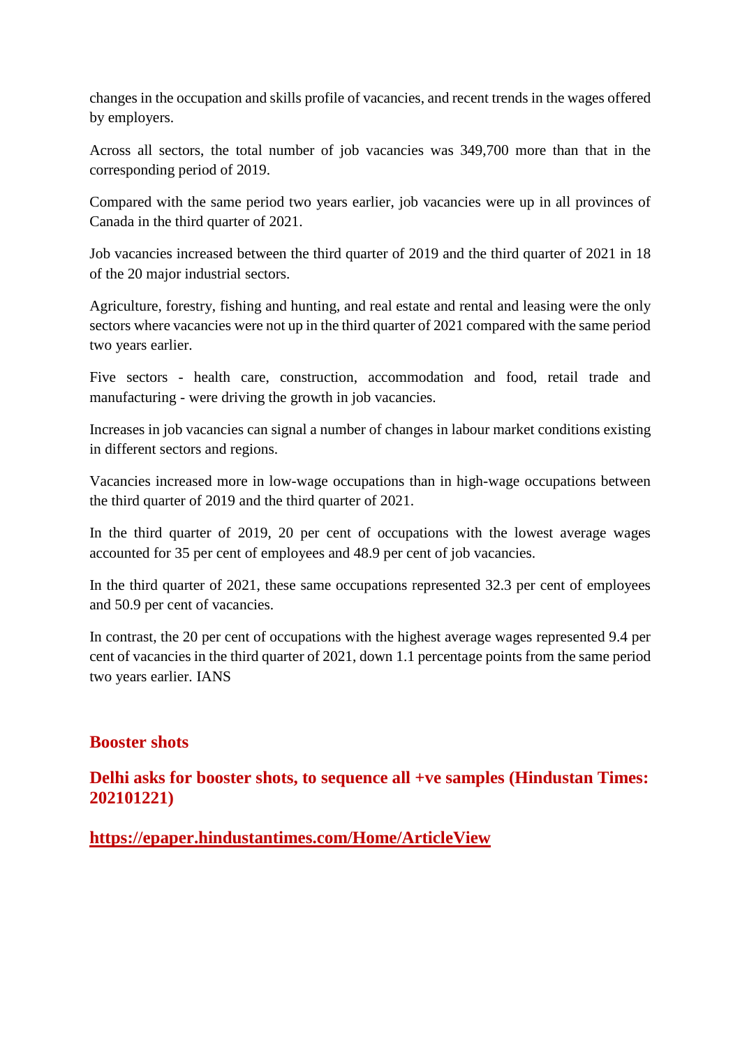changes in the occupation and skills profile of vacancies, and recent trends in the wages offered by employers.

Across all sectors, the total number of job vacancies was 349,700 more than that in the corresponding period of 2019.

Compared with the same period two years earlier, job vacancies were up in all provinces of Canada in the third quarter of 2021.

Job vacancies increased between the third quarter of 2019 and the third quarter of 2021 in 18 of the 20 major industrial sectors.

Agriculture, forestry, fishing and hunting, and real estate and rental and leasing were the only sectors where vacancies were not up in the third quarter of 2021 compared with the same period two years earlier.

Five sectors - health care, construction, accommodation and food, retail trade and manufacturing - were driving the growth in job vacancies.

Increases in job vacancies can signal a number of changes in labour market conditions existing in different sectors and regions.

Vacancies increased more in low-wage occupations than in high-wage occupations between the third quarter of 2019 and the third quarter of 2021.

In the third quarter of 2019, 20 per cent of occupations with the lowest average wages accounted for 35 per cent of employees and 48.9 per cent of job vacancies.

In the third quarter of 2021, these same occupations represented 32.3 per cent of employees and 50.9 per cent of vacancies.

In contrast, the 20 per cent of occupations with the highest average wages represented 9.4 per cent of vacancies in the third quarter of 2021, down 1.1 percentage points from the same period two years earlier. IANS

## Booster shots

## Delhi asks for booster shots, to sequence all +ve samples (Hindustan Times: 202101221)

**https://epaper.hindustantimes.com/Home/ArticleView**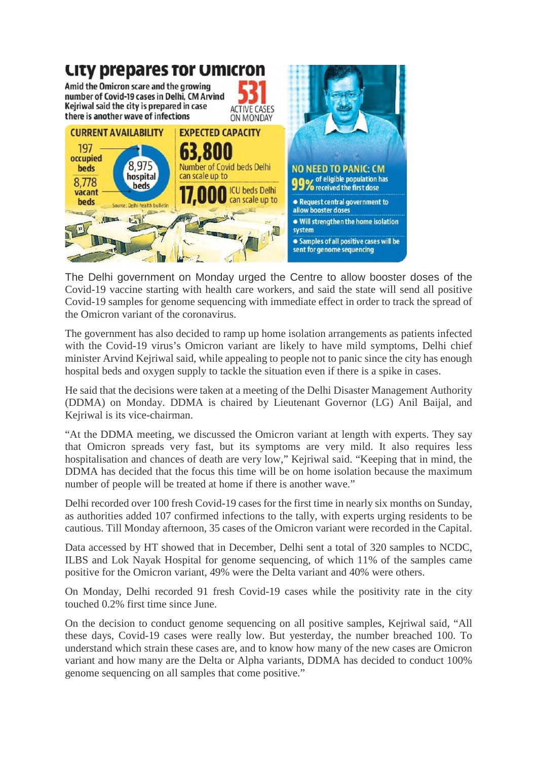## City prepares for Omicron

Amid the Omicron scare and the growing number of Covid-19 cases in Delhi, CM Arvind Kejriwal said the city is prepared in case there is another wave of infections

**531** ACTIVE CASES ON MONDAY

**CURRENT AVAILABILITY**

- 197 occupied beds
- 8,975 hospital beds
- 8,778 vacant beds

Source: Delhi health bulletin

**EXPECTED CAPACITY**

- **63,800** Number of Covid beds Delhi can scale up to
- **17,000** ICU beds Delhi can scale up to

**NO NEED TO PANIC: CM**

**99%** of eligible population has received the first dose

- Request central government to allow booster doses
- Will strengthen the home isolation system
- Samples of all positive cases will be sent for genome sequencing

The Delhi government on Monday urged the Centre to allow booster doses of the Covid-19 vaccine starting with health care workers, and said the state will send all positive Covid-19 samples for genome sequencing with immediate effect in order to track the spread of the Omicron variant of the coronavirus.

The government has also decided to ramp up home isolation arrangements as patients infected with the Covid-19 virus's Omicron variant are likely to have mild symptoms, Delhi chief minister Arvind Kejriwal said, while appealing to people not to panic since the city has enough hospital beds and oxygen supply to tackle the situation even if there is a spike in cases.

He said that the decisions were taken at a meeting of the Delhi Disaster Management Authority (DDMA) on Monday. DDMA is chaired by Lieutenant Governor (LG) Anil Baijal, and Kejriwal is its vice-chairman.

"At the DDMA meeting, we discussed the Omicron variant at length with experts. They say that Omicron spreads very fast, but its symptoms are very mild. It also requires less hospitalisation and chances of death are very low," Kejriwal said. "Keeping that in mind, the DDMA has decided that the focus this time will be on home isolation because the maximum number of people will be treated at home if there is another wave."

Delhi recorded over 100 fresh Covid-19 cases for the first time in nearly six months on Sunday, as authorities added 107 confirmed infections to the tally, with experts urging residents to be cautious. Till Monday afternoon, 35 cases of the Omicron variant were recorded in the Capital.

Data accessed by HT showed that in December, Delhi sent a total of 320 samples to NCDC, ILBS and Lok Nayak Hospital for genome sequencing, of which 11% of the samples came positive for the Omicron variant, 49% were the Delta variant and 40% were others.

On Monday, Delhi recorded 91 fresh Covid-19 cases while the positivity rate in the city touched 0.2% first time since June.

On the decision to conduct genome sequencing on all positive samples, Kejriwal said, "All these days, Covid-19 cases were really low. But yesterday, the number breached 100. To understand which strain these cases are, and to know how many of the new cases are Omicron variant and how many are the Delta or Alpha variants, DDMA has decided to conduct 100% genome sequencing on all samples that come positive."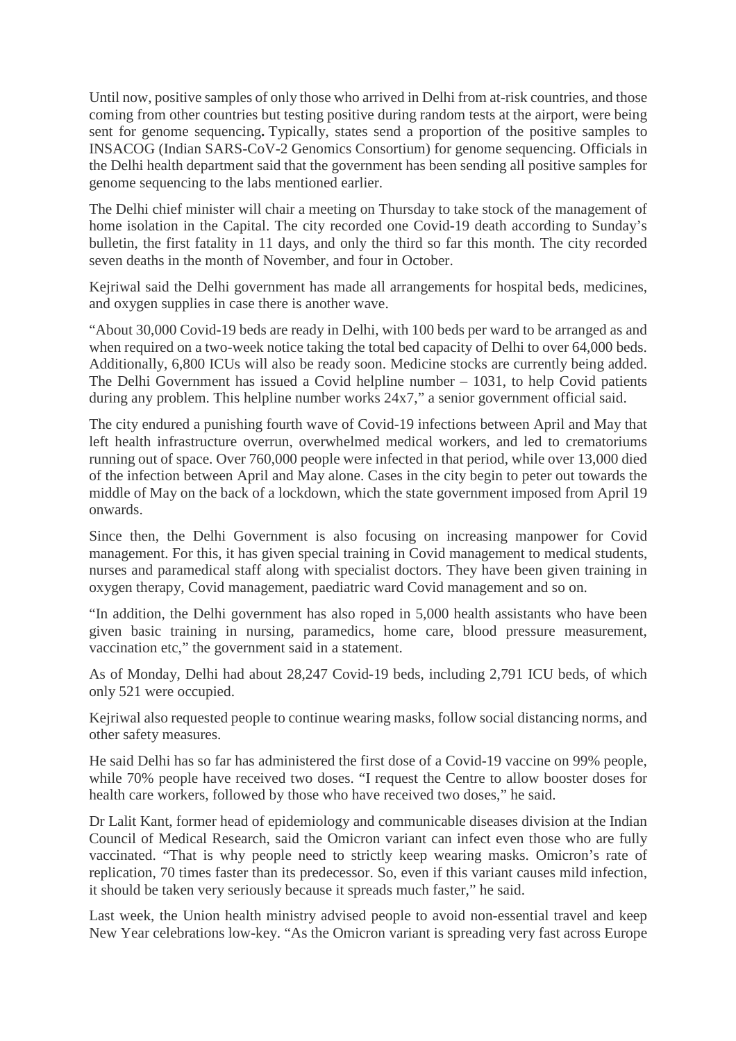Until now, positive samples of only those who arrived in Delhi from at-risk countries, and those coming from other countries but testing positive during random tests at the airport, were being sent for genome sequencing**.** Typically, states send a proportion of the positive samples to INSACOG (Indian SARS-CoV-2 Genomics Consortium) for genome sequencing. Officials in the Delhi health department said that the government has been sending all positive samples for genome sequencing to the labs mentioned earlier.

The Delhi chief minister will chair a meeting on Thursday to take stock of the management of home isolation in the Capital. The city recorded one Covid-19 death according to Sunday's bulletin, the first fatality in 11 days, and only the third so far this month. The city recorded seven deaths in the month of November, and four in October.

Kejriwal said the Delhi government has made all arrangements for hospital beds, medicines, and oxygen supplies in case there is another wave.

"About 30,000 Covid-19 beds are ready in Delhi, with 100 beds per ward to be arranged as and when required on a two-week notice taking the total bed capacity of Delhi to over 64,000 beds. Additionally, 6,800 ICUs will also be ready soon. Medicine stocks are currently being added. The Delhi Government has issued a Covid helpline number – 1031, to help Covid patients during any problem. This helpline number works 24x7," a senior government official said.

The city endured a punishing fourth wave of Covid-19 infections between April and May that left health infrastructure overrun, overwhelmed medical workers, and led to crematoriums running out of space. Over 760,000 people were infected in that period, while over 13,000 died of the infection between April and May alone. Cases in the city begin to peter out towards the middle of May on the back of a lockdown, which the state government imposed from April 19 onwards.

Since then, the Delhi Government is also focusing on increasing manpower for Covid management. For this, it has given special training in Covid management to medical students, nurses and paramedical staff along with specialist doctors. They have been given training in oxygen therapy, Covid management, paediatric ward Covid management and so on.

"In addition, the Delhi government has also roped in 5,000 health assistants who have been given basic training in nursing, paramedics, home care, blood pressure measurement, vaccination etc," the government said in a statement.

As of Monday, Delhi had about 28,247 Covid-19 beds, including 2,791 ICU beds, of which only 521 were occupied.

Kejriwal also requested people to continue wearing masks, follow social distancing norms, and other safety measures.

He said Delhi has so far has administered the first dose of a Covid-19 vaccine on 99% people, while 70% people have received two doses. "I request the Centre to allow booster doses for health care workers, followed by those who have received two doses," he said.

Dr Lalit Kant, former head of epidemiology and communicable diseases division at the Indian Council of Medical Research, said the Omicron variant can infect even those who are fully vaccinated. "That is why people need to strictly keep wearing masks. Omicron's rate of replication, 70 times faster than its predecessor. So, even if this variant causes mild infection, it should be taken very seriously because it spreads much faster," he said.

Last week, the Union health ministry advised people to avoid non-essential travel and keep New Year celebrations low-key. "As the Omicron variant is spreading very fast across Europe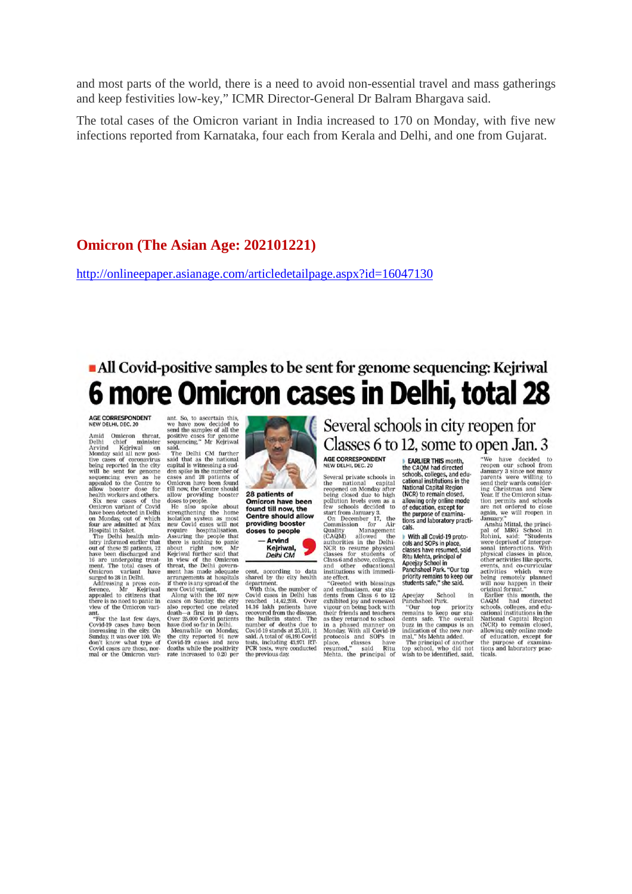and most parts of the world, there is a need to avoid non-essential travel and mass gatherings and keep festivities low-key," ICMR Director-General Dr Balram Bhargava said.

The total cases of the Omicron variant in India increased to 170 on Monday, with five new infections reported from Karnataka, four each from Kerala and Delhi, and one from Gujarat.

## Omicron (The Asian Age: 202101221)

http://onlineepaper.asianage.com/articledetailpage.aspx?id=16047130

**All Covid-positive samples to be sent for genome sequencing: Kejriwal**

# 6 more Omicron cases in Delhi, total 28

AGE CORRESPONDENT
NEW DELHI, DEC. 20

Amid Omicron threat, Delhi chief minister Arvind Kejriwal on Monday said all new positive cases of coronavirus being reported in the city will be sent for genome sequencing even as he appealed to the Centre to allow booster dose for health workers and others.

Six new cases of the Omicron variant of Covid have been detected in Delhi on Monday, out of which four are admitted at Max Hospital in Saket.

The Delhi health ministry informed earlier that out of these 28 patients, 12 have been discharged and 16 are undergoing treatment. The total cases of Omicron variant have surged to 28 in Delhi.

Addressing a press conference, Mr Kejriwal appealed to citizens that there is no need to panic in view of the Omicron variant.

"For the last few days, Covid-19 cases have been increasing in the city. On Sunday, it was over 100. We don't know what type of Covid cases are these, normal or the Omicron variant. So, to ascertain this, we have now decided to send the samples of all the positive cases for genome sequencing," Mr Kejriwal said.

The Delhi CM further said that as the national capital is witnessing a sudden spike in the number of cases and 28 patients of Omicron have been found till now, the Centre should allow providing booster doses to people.

He also spoke about strengthening the home isolation system as most new Covid cases will not require hospitalisation. Assuring the people that there is nothing to panic about right now, Mr Kejriwal further said that in view of the Omicron threat, the Delhi government has made adequate arrangements at hospitals if there is any spread of the new Covid variant.

Along with the 107 new cases on Sunday, the city also reported one related death—a first in 10 days. Over 25,000 Covid patients have died so far in Delhi.

Meanwhile on Monday, the city reported 91 new Covid-19 cases and zero deaths while the positivity rate increased to 0.20 per cent, according to data shared by the city health department.

With this, the number of Covid cases in Delhi has reached 14,42,298. Over 14.16 lakh patients have recovered from the disease, the bulletin stated. The number of deaths due to Covid-19 stands at 25,101, it said. A total of 46,193 Covid tests, including 43,971 RT-PCR tests, were conducted the previous day.

> **28 patients of Omicron have been found till now, the Centre should allow providing booster doses to people**
>
> — Arvind Kejriwal, Delhi CM

## Several schools in city reopen for Classes 6 to 12, some to open Jan. 3

AGE CORRESPONDENT
NEW DELHI, DEC. 20

Several private schools in the national capital reopened on Monday after being closed due to high pollution levels even as a few schools decided to start from January 3.

On December 17, the Commission for Air Quality Management (CAQM) allowed the authorities in the Delhi-NCR to resume physical classes for students of Class 6 and above, colleges, and other educational institutions with immediate effect.

"Greeted with blessings and enthusiasm, our students from Class 6 to 12 exhibited joy and renewed vigour on being back with their friends and teachers as they returned to school in a phased manner on Monday. With all Covid-19 protocols and SOPs in place, classes have resumed," said Ritu Mehta, the principal of Apeejay School in Panchsheel Park.

"Our top priority remains to keep our students safe. The overall buzz in the campus is an indication of the new normal," Ms Mehta added.

The principal of another top school, who did not wish to be identified, said. "We have decided to reopen our school from January 3 since not many parents were willing to send their wards considering Christmas and New Year. If the Omicron situation permits and schools are not ordered to close again, we will reopen in January."

Anshu Mittal, the principal of MRG School in Rohini, said: "Students were deprived of interpersonal interactions. With physical classes in place, other activities like sports, events, and co-curricular activities which were being remotely planned will now happen in their original format."

Earlier this month, the CAQM had directed schools, colleges, and educational institutions in the National Capital Region (NCR) to remain closed, allowing only online mode of education, except for the purpose of examinations and laboratory practicals.

> **EARLIER THIS month, the CAQM had directed schools, colleges, and educational institutions in the National Capital Region (NCR) to remain closed, allowing only online mode of education, except for the purpose of examinations and laboratory practicals.**

> **With all Covid-19 protocols and SOPs in place, classes have resumed, said Ritu Mehta, principal of Apeejay School in Panchsheel Park. "Our top priority remains to keep our students safe," she said.**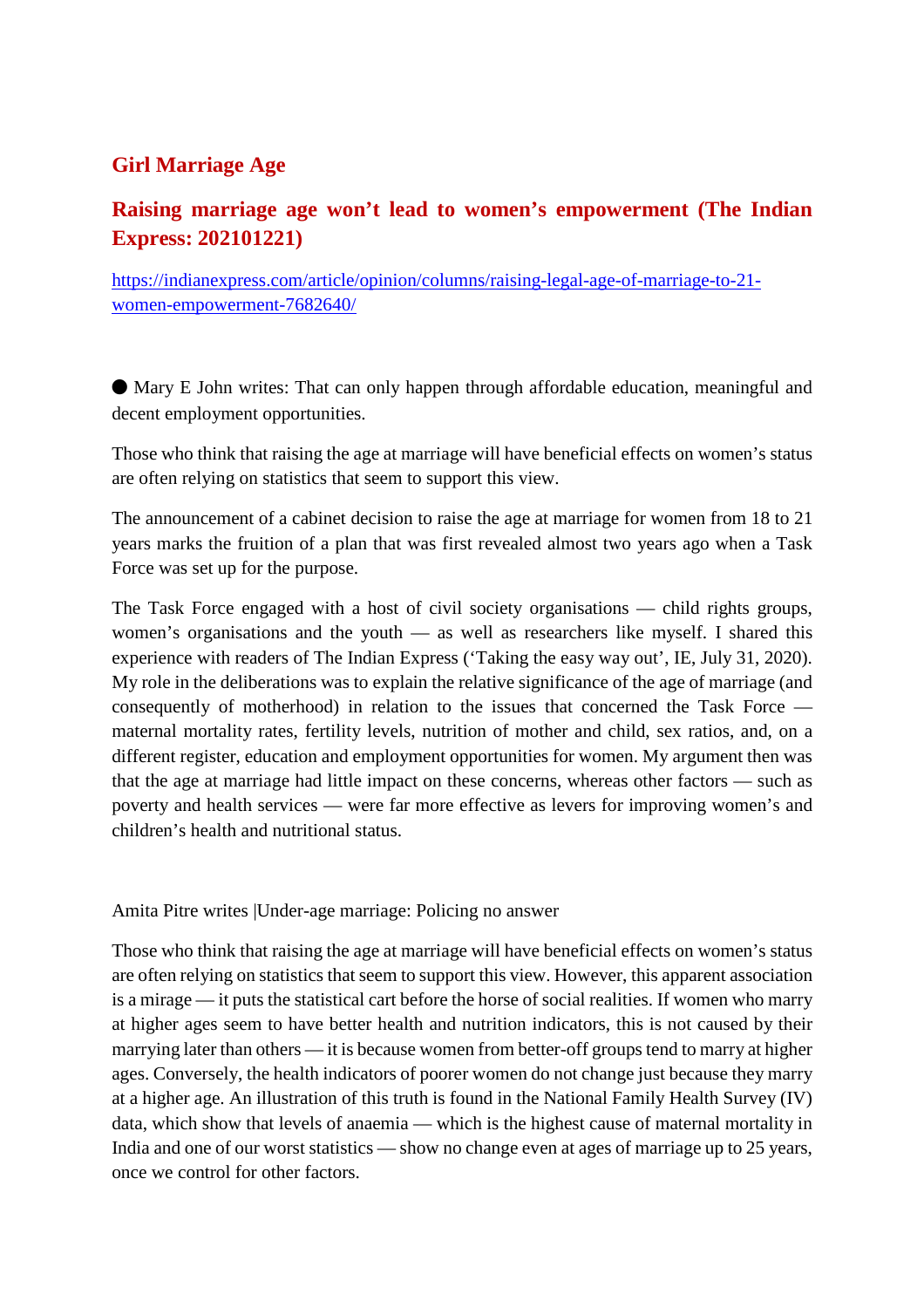## Girl Marriage Age

## Raising marriage age won't lead to women's empowerment (The Indian Express: 202101221)

https://indianexpress.com/article/opinion/columns/raising-legal-age-of-marriage-to-21-women-empowerment-7682640/

● Mary E John writes: That can only happen through affordable education, meaningful and decent employment opportunities.

Those who think that raising the age at marriage will have beneficial effects on women's status are often relying on statistics that seem to support this view.

The announcement of a cabinet decision to raise the age at marriage for women from 18 to 21 years marks the fruition of a plan that was first revealed almost two years ago when a Task Force was set up for the purpose.

The Task Force engaged with a host of civil society organisations — child rights groups, women's organisations and the youth — as well as researchers like myself. I shared this experience with readers of The Indian Express ('Taking the easy way out', IE, July 31, 2020). My role in the deliberations was to explain the relative significance of the age of marriage (and consequently of motherhood) in relation to the issues that concerned the Task Force — maternal mortality rates, fertility levels, nutrition of mother and child, sex ratios, and, on a different register, education and employment opportunities for women. My argument then was that the age at marriage had little impact on these concerns, whereas other factors — such as poverty and health services — were far more effective as levers for improving women's and children's health and nutritional status.

Amita Pitre writes |Under-age marriage: Policing no answer

Those who think that raising the age at marriage will have beneficial effects on women's status are often relying on statistics that seem to support this view. However, this apparent association is a mirage — it puts the statistical cart before the horse of social realities. If women who marry at higher ages seem to have better health and nutrition indicators, this is not caused by their marrying later than others — it is because women from better-off groups tend to marry at higher ages. Conversely, the health indicators of poorer women do not change just because they marry at a higher age. An illustration of this truth is found in the National Family Health Survey (IV) data, which show that levels of anaemia — which is the highest cause of maternal mortality in India and one of our worst statistics — show no change even at ages of marriage up to 25 years, once we control for other factors.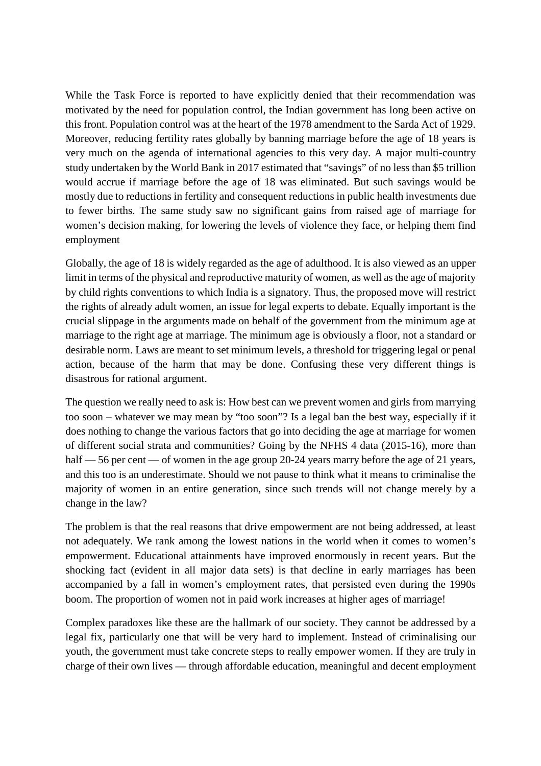While the Task Force is reported to have explicitly denied that their recommendation was motivated by the need for population control, the Indian government has long been active on this front. Population control was at the heart of the 1978 amendment to the Sarda Act of 1929. Moreover, reducing fertility rates globally by banning marriage before the age of 18 years is very much on the agenda of international agencies to this very day. A major multi-country study undertaken by the World Bank in 2017 estimated that "savings" of no less than $5 trillion would accrue if marriage before the age of 18 was eliminated. But such savings would be mostly due to reductions in fertility and consequent reductions in public health investments due to fewer births. The same study saw no significant gains from raised age of marriage for women's decision making, for lowering the levels of violence they face, or helping them find employment

Globally, the age of 18 is widely regarded as the age of adulthood. It is also viewed as an upper limit in terms of the physical and reproductive maturity of women, as well as the age of majority by child rights conventions to which India is a signatory. Thus, the proposed move will restrict the rights of already adult women, an issue for legal experts to debate. Equally important is the crucial slippage in the arguments made on behalf of the government from the minimum age at marriage to the right age at marriage. The minimum age is obviously a floor, not a standard or desirable norm. Laws are meant to set minimum levels, a threshold for triggering legal or penal action, because of the harm that may be done. Confusing these very different things is disastrous for rational argument.

The question we really need to ask is: How best can we prevent women and girls from marrying too soon – whatever we may mean by "too soon"? Is a legal ban the best way, especially if it does nothing to change the various factors that go into deciding the age at marriage for women of different social strata and communities? Going by the NFHS 4 data (2015-16), more than half — 56 per cent — of women in the age group 20-24 years marry before the age of 21 years, and this too is an underestimate. Should we not pause to think what it means to criminalise the majority of women in an entire generation, since such trends will not change merely by a change in the law?

The problem is that the real reasons that drive empowerment are not being addressed, at least not adequately. We rank among the lowest nations in the world when it comes to women's empowerment. Educational attainments have improved enormously in recent years. But the shocking fact (evident in all major data sets) is that decline in early marriages has been accompanied by a fall in women's employment rates, that persisted even during the 1990s boom. The proportion of women not in paid work increases at higher ages of marriage!

Complex paradoxes like these are the hallmark of our society. They cannot be addressed by a legal fix, particularly one that will be very hard to implement. Instead of criminalising our youth, the government must take concrete steps to really empower women. If they are truly in charge of their own lives — through affordable education, meaningful and decent employment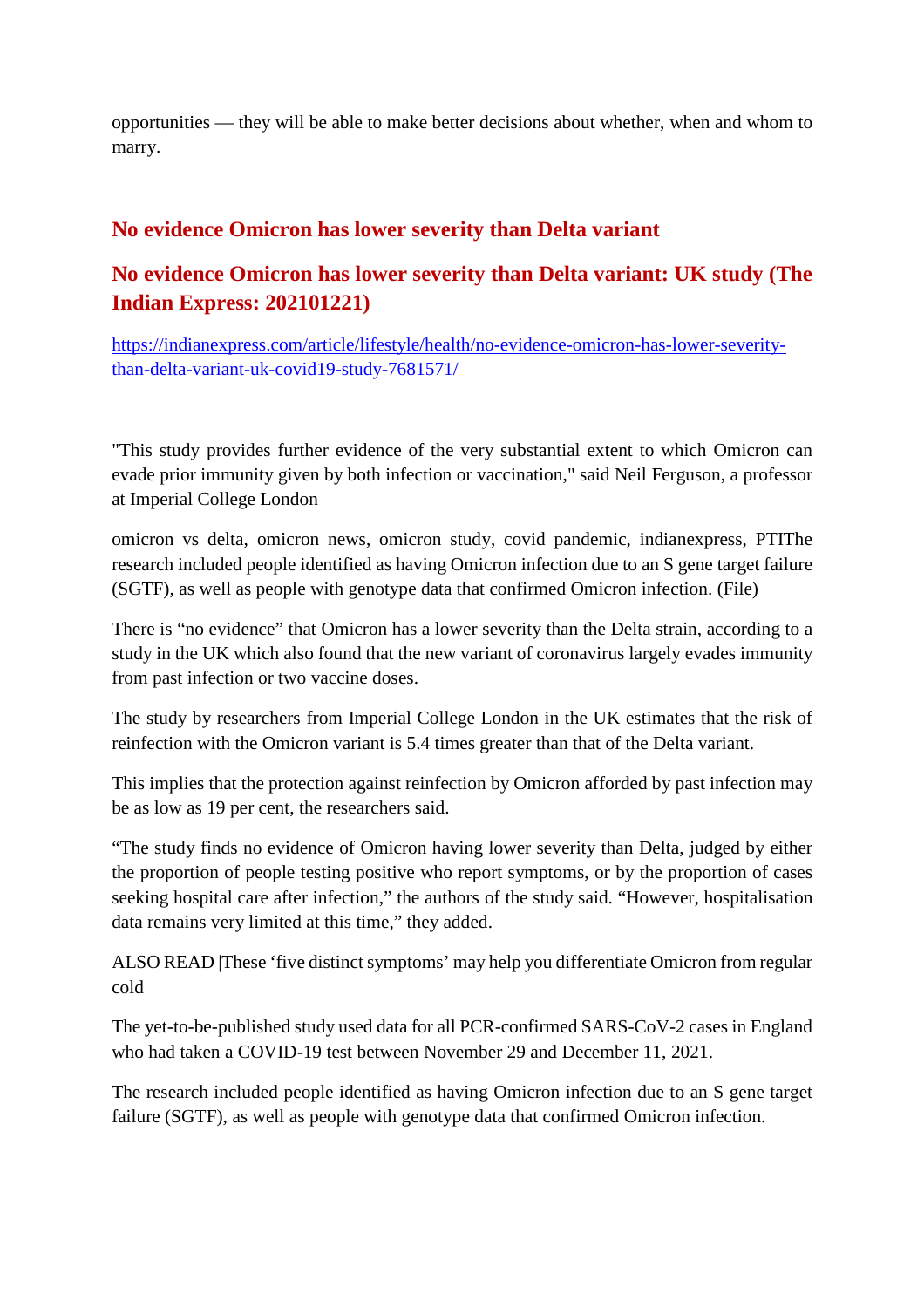opportunities — they will be able to make better decisions about whether, when and whom to marry.

## No evidence Omicron has lower severity than Delta variant

## No evidence Omicron has lower severity than Delta variant: UK study (The Indian Express: 202101221)

[https://indianexpress.com/article/lifestyle/health/no-evidence-omicron-has-lower-severity-than-delta-variant-uk-covid19-study-7681571/](https://indianexpress.com/article/lifestyle/health/no-evidence-omicron-has-lower-severity-than-delta-variant-uk-covid19-study-7681571/)

"This study provides further evidence of the very substantial extent to which Omicron can evade prior immunity given by both infection or vaccination," said Neil Ferguson, a professor at Imperial College London

omicron vs delta, omicron news, omicron study, covid pandemic, indianexpress, PTIThe research included people identified as having Omicron infection due to an S gene target failure (SGTF), as well as people with genotype data that confirmed Omicron infection. (File)

There is "no evidence" that Omicron has a lower severity than the Delta strain, according to a study in the UK which also found that the new variant of coronavirus largely evades immunity from past infection or two vaccine doses.

The study by researchers from Imperial College London in the UK estimates that the risk of reinfection with the Omicron variant is 5.4 times greater than that of the Delta variant.

This implies that the protection against reinfection by Omicron afforded by past infection may be as low as 19 per cent, the researchers said.

"The study finds no evidence of Omicron having lower severity than Delta, judged by either the proportion of people testing positive who report symptoms, or by the proportion of cases seeking hospital care after infection," the authors of the study said. "However, hospitalisation data remains very limited at this time," they added.

ALSO READ |These 'five distinct symptoms' may help you differentiate Omicron from regular cold

The yet-to-be-published study used data for all PCR-confirmed SARS-CoV-2 cases in England who had taken a COVID-19 test between November 29 and December 11, 2021.

The research included people identified as having Omicron infection due to an S gene target failure (SGTF), as well as people with genotype data that confirmed Omicron infection.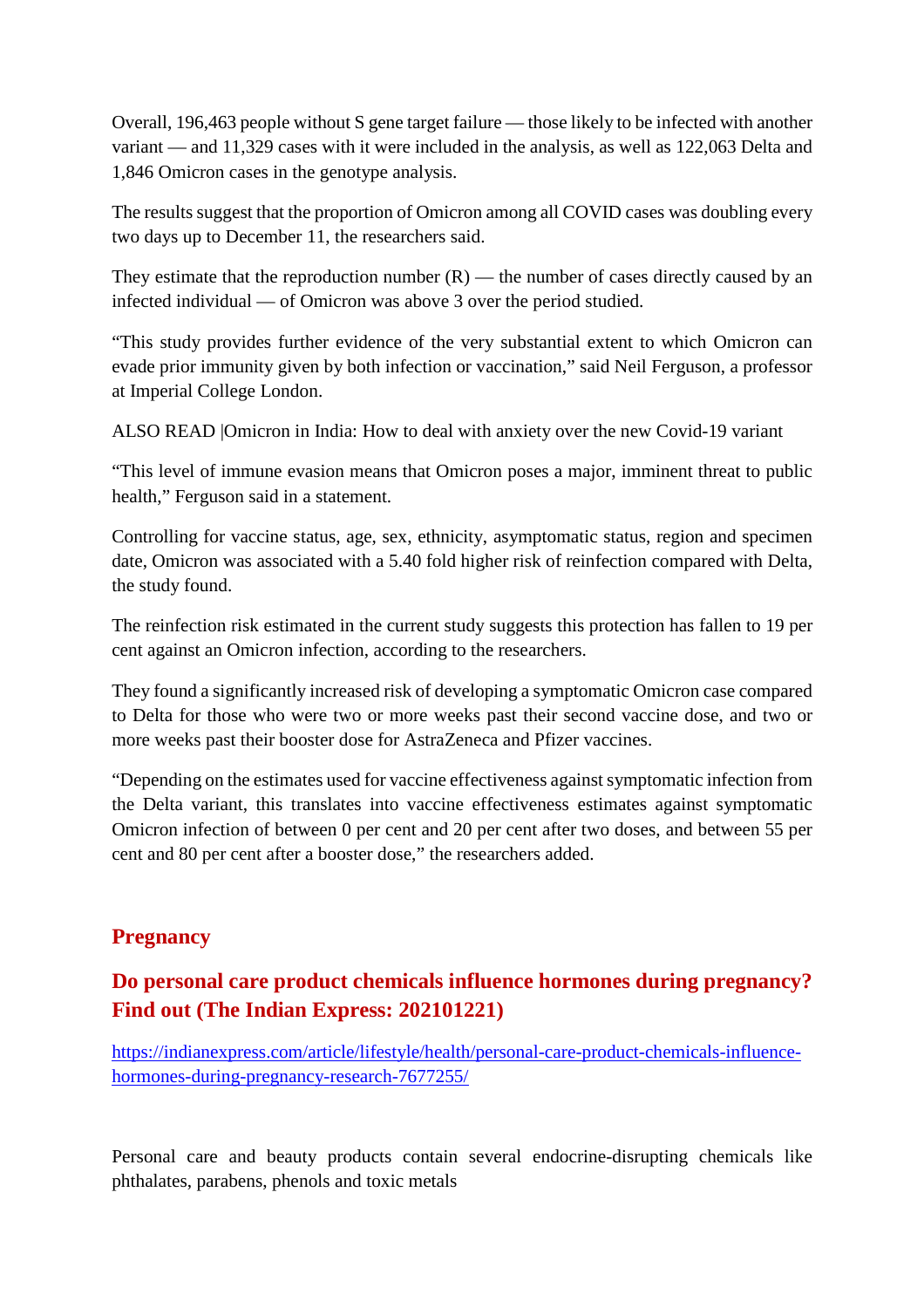Overall, 196,463 people without S gene target failure — those likely to be infected with another variant — and 11,329 cases with it were included in the analysis, as well as 122,063 Delta and 1,846 Omicron cases in the genotype analysis.

The results suggest that the proportion of Omicron among all COVID cases was doubling every two days up to December 11, the researchers said.

They estimate that the reproduction number (R) — the number of cases directly caused by an infected individual — of Omicron was above 3 over the period studied.

"This study provides further evidence of the very substantial extent to which Omicron can evade prior immunity given by both infection or vaccination," said Neil Ferguson, a professor at Imperial College London.

ALSO READ |Omicron in India: How to deal with anxiety over the new Covid-19 variant

"This level of immune evasion means that Omicron poses a major, imminent threat to public health," Ferguson said in a statement.

Controlling for vaccine status, age, sex, ethnicity, asymptomatic status, region and specimen date, Omicron was associated with a 5.40 fold higher risk of reinfection compared with Delta, the study found.

The reinfection risk estimated in the current study suggests this protection has fallen to 19 per cent against an Omicron infection, according to the researchers.

They found a significantly increased risk of developing a symptomatic Omicron case compared to Delta for those who were two or more weeks past their second vaccine dose, and two or more weeks past their booster dose for AstraZeneca and Pfizer vaccines.

"Depending on the estimates used for vaccine effectiveness against symptomatic infection from the Delta variant, this translates into vaccine effectiveness estimates against symptomatic Omicron infection of between 0 per cent and 20 per cent after two doses, and between 55 per cent and 80 per cent after a booster dose," the researchers added.

## Pregnancy

### Do personal care product chemicals influence hormones during pregnancy? Find out (The Indian Express: 202101221)

https://indianexpress.com/article/lifestyle/health/personal-care-product-chemicals-influence-hormones-during-pregnancy-research-7677255/

Personal care and beauty products contain several endocrine-disrupting chemicals like phthalates, parabens, phenols and toxic metals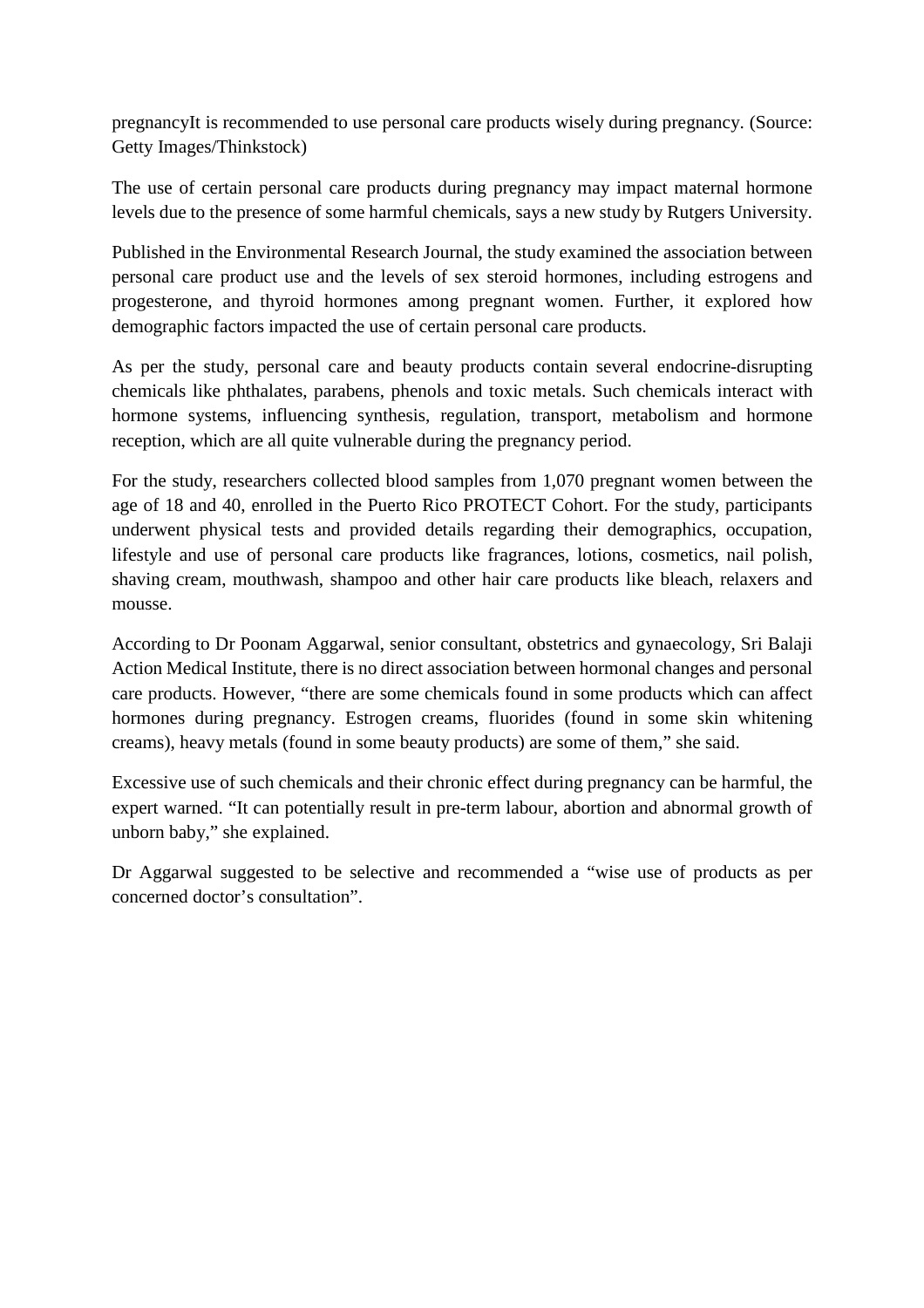pregnancyIt is recommended to use personal care products wisely during pregnancy. (Source: Getty Images/Thinkstock)

The use of certain personal care products during pregnancy may impact maternal hormone levels due to the presence of some harmful chemicals, says a new study by Rutgers University.

Published in the Environmental Research Journal, the study examined the association between personal care product use and the levels of sex steroid hormones, including estrogens and progesterone, and thyroid hormones among pregnant women. Further, it explored how demographic factors impacted the use of certain personal care products.

As per the study, personal care and beauty products contain several endocrine-disrupting chemicals like phthalates, parabens, phenols and toxic metals. Such chemicals interact with hormone systems, influencing synthesis, regulation, transport, metabolism and hormone reception, which are all quite vulnerable during the pregnancy period.

For the study, researchers collected blood samples from 1,070 pregnant women between the age of 18 and 40, enrolled in the Puerto Rico PROTECT Cohort. For the study, participants underwent physical tests and provided details regarding their demographics, occupation, lifestyle and use of personal care products like fragrances, lotions, cosmetics, nail polish, shaving cream, mouthwash, shampoo and other hair care products like bleach, relaxers and mousse.

According to Dr Poonam Aggarwal, senior consultant, obstetrics and gynaecology, Sri Balaji Action Medical Institute, there is no direct association between hormonal changes and personal care products. However, "there are some chemicals found in some products which can affect hormones during pregnancy. Estrogen creams, fluorides (found in some skin whitening creams), heavy metals (found in some beauty products) are some of them," she said.

Excessive use of such chemicals and their chronic effect during pregnancy can be harmful, the expert warned. "It can potentially result in pre-term labour, abortion and abnormal growth of unborn baby," she explained.

Dr Aggarwal suggested to be selective and recommended a "wise use of products as per concerned doctor's consultation".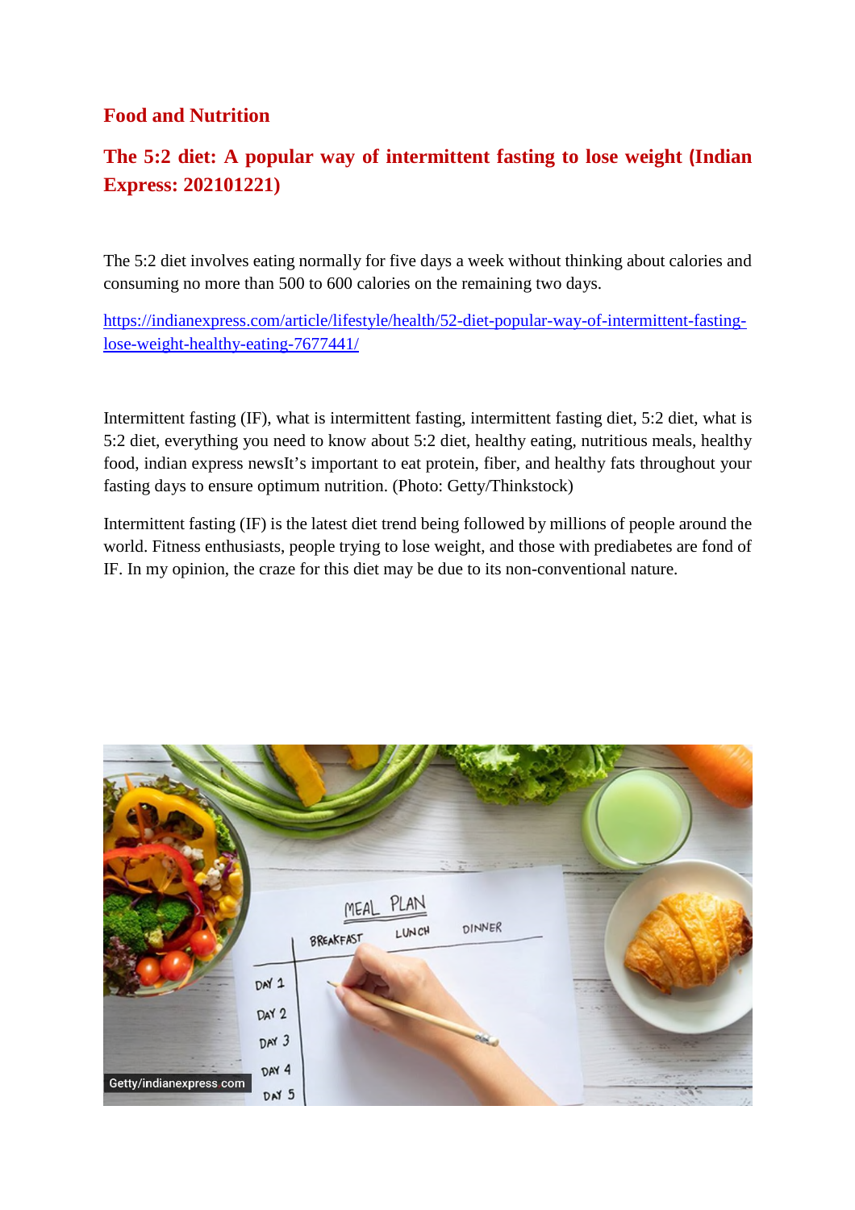## Food and Nutrition

## The 5:2 diet: A popular way of intermittent fasting to lose weight (Indian Express: 202101221)

The 5:2 diet involves eating normally for five days a week without thinking about calories and consuming no more than 500 to 600 calories on the remaining two days.

https://indianexpress.com/article/lifestyle/health/52-diet-popular-way-of-intermittent-fasting-lose-weight-healthy-eating-7677441/

Intermittent fasting (IF), what is intermittent fasting, intermittent fasting diet, 5:2 diet, what is 5:2 diet, everything you need to know about 5:2 diet, healthy eating, nutritious meals, healthy food, indian express newsIt's important to eat protein, fiber, and healthy fats throughout your fasting days to ensure optimum nutrition. (Photo: Getty/Thinkstock)

Intermittent fasting (IF) is the latest diet trend being followed by millions of people around the world. Fitness enthusiasts, people trying to lose weight, and those with prediabetes are fond of IF. In my opinion, the craze for this diet may be due to its non-conventional nature.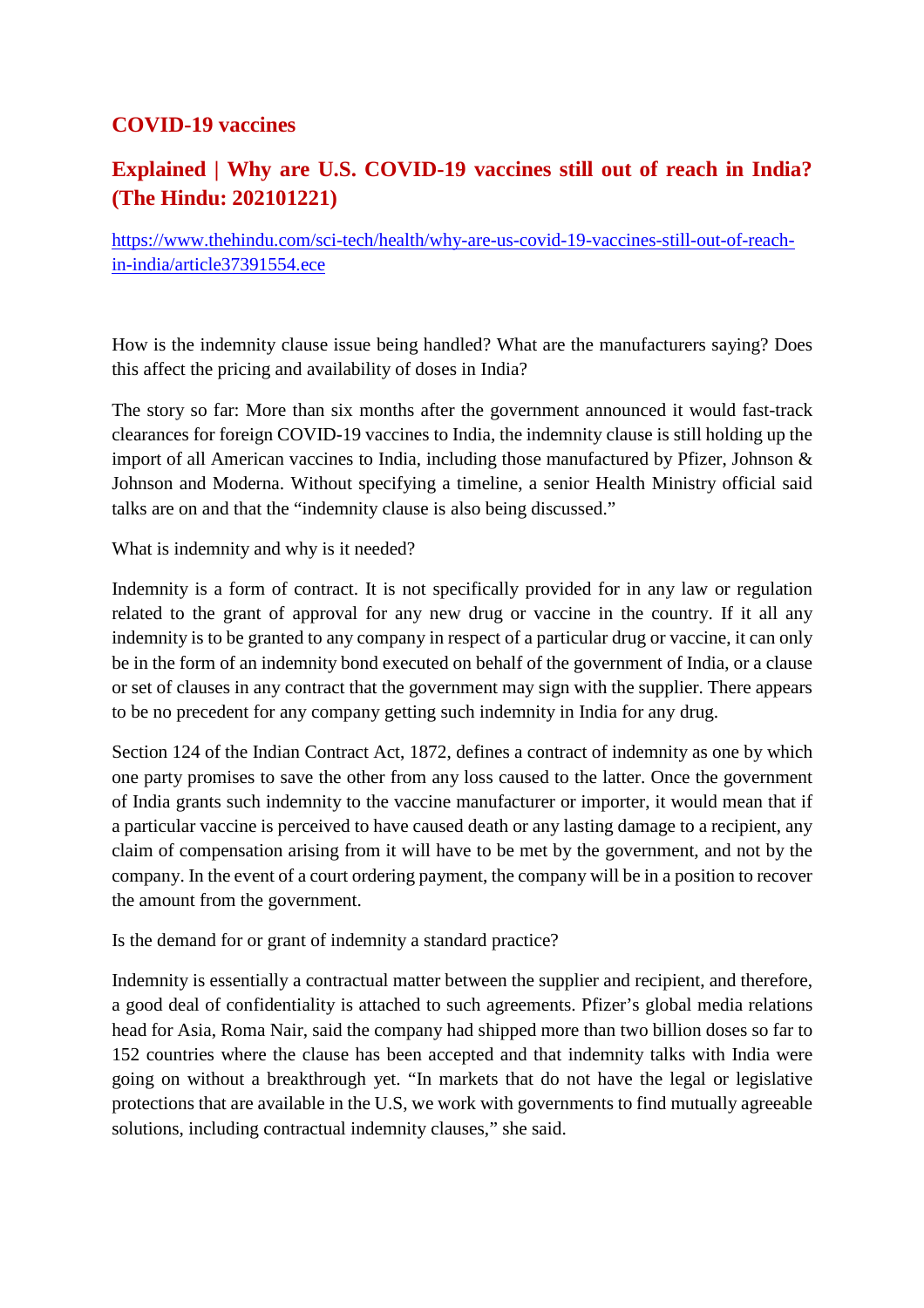## COVID-19 vaccines

## Explained | Why are U.S. COVID-19 vaccines still out of reach in India? (The Hindu: 202101221)

https://www.thehindu.com/sci-tech/health/why-are-us-covid-19-vaccines-still-out-of-reach-in-india/article37391554.ece

How is the indemnity clause issue being handled? What are the manufacturers saying? Does this affect the pricing and availability of doses in India?

The story so far: More than six months after the government announced it would fast-track clearances for foreign COVID-19 vaccines to India, the indemnity clause is still holding up the import of all American vaccines to India, including those manufactured by Pfizer, Johnson & Johnson and Moderna. Without specifying a timeline, a senior Health Ministry official said talks are on and that the "indemnity clause is also being discussed."

What is indemnity and why is it needed?

Indemnity is a form of contract. It is not specifically provided for in any law or regulation related to the grant of approval for any new drug or vaccine in the country. If it all any indemnity is to be granted to any company in respect of a particular drug or vaccine, it can only be in the form of an indemnity bond executed on behalf of the government of India, or a clause or set of clauses in any contract that the government may sign with the supplier. There appears to be no precedent for any company getting such indemnity in India for any drug.

Section 124 of the Indian Contract Act, 1872, defines a contract of indemnity as one by which one party promises to save the other from any loss caused to the latter. Once the government of India grants such indemnity to the vaccine manufacturer or importer, it would mean that if a particular vaccine is perceived to have caused death or any lasting damage to a recipient, any claim of compensation arising from it will have to be met by the government, and not by the company. In the event of a court ordering payment, the company will be in a position to recover the amount from the government.

Is the demand for or grant of indemnity a standard practice?

Indemnity is essentially a contractual matter between the supplier and recipient, and therefore, a good deal of confidentiality is attached to such agreements. Pfizer's global media relations head for Asia, Roma Nair, said the company had shipped more than two billion doses so far to 152 countries where the clause has been accepted and that indemnity talks with India were going on without a breakthrough yet. "In markets that do not have the legal or legislative protections that are available in the U.S, we work with governments to find mutually agreeable solutions, including contractual indemnity clauses," she said.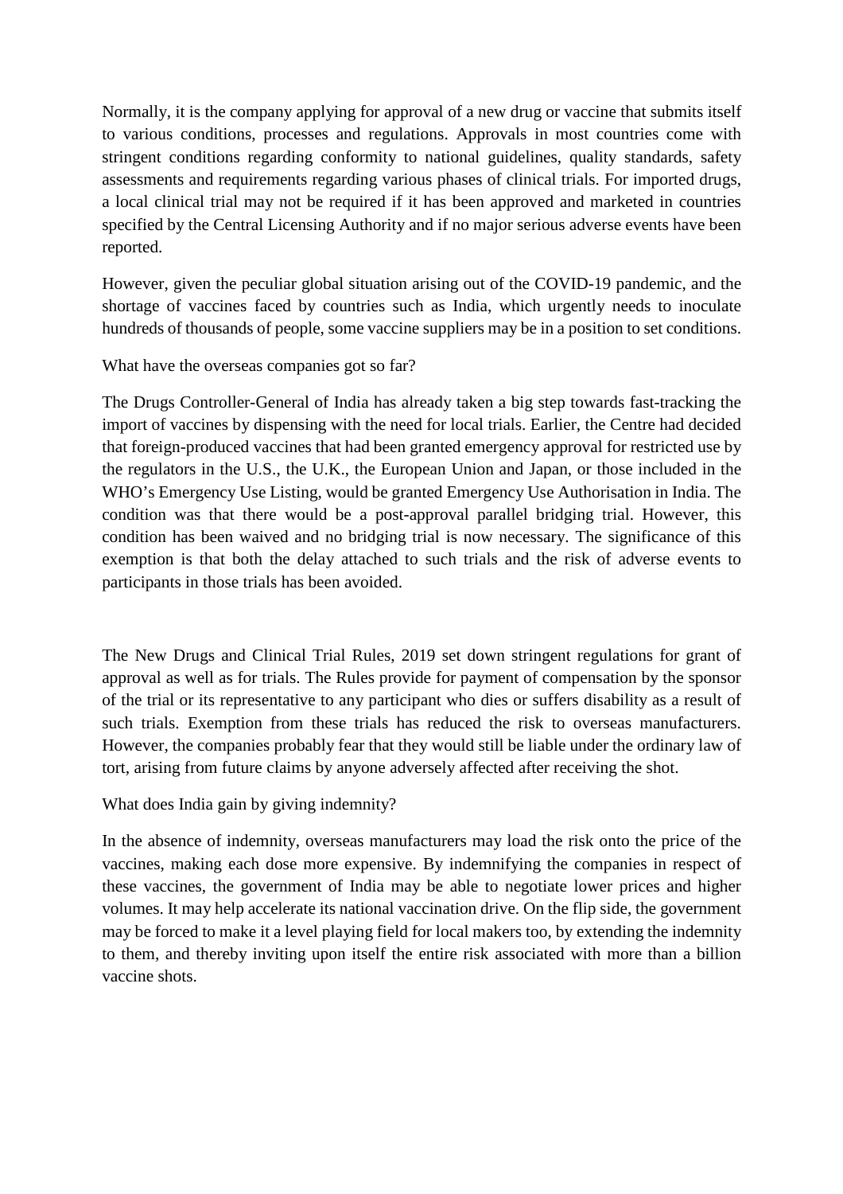Normally, it is the company applying for approval of a new drug or vaccine that submits itself to various conditions, processes and regulations. Approvals in most countries come with stringent conditions regarding conformity to national guidelines, quality standards, safety assessments and requirements regarding various phases of clinical trials. For imported drugs, a local clinical trial may not be required if it has been approved and marketed in countries specified by the Central Licensing Authority and if no major serious adverse events have been reported.

However, given the peculiar global situation arising out of the COVID-19 pandemic, and the shortage of vaccines faced by countries such as India, which urgently needs to inoculate hundreds of thousands of people, some vaccine suppliers may be in a position to set conditions.

What have the overseas companies got so far?

The Drugs Controller-General of India has already taken a big step towards fast-tracking the import of vaccines by dispensing with the need for local trials. Earlier, the Centre had decided that foreign-produced vaccines that had been granted emergency approval for restricted use by the regulators in the U.S., the U.K., the European Union and Japan, or those included in the WHO's Emergency Use Listing, would be granted Emergency Use Authorisation in India. The condition was that there would be a post-approval parallel bridging trial. However, this condition has been waived and no bridging trial is now necessary. The significance of this exemption is that both the delay attached to such trials and the risk of adverse events to participants in those trials has been avoided.

The New Drugs and Clinical Trial Rules, 2019 set down stringent regulations for grant of approval as well as for trials. The Rules provide for payment of compensation by the sponsor of the trial or its representative to any participant who dies or suffers disability as a result of such trials. Exemption from these trials has reduced the risk to overseas manufacturers. However, the companies probably fear that they would still be liable under the ordinary law of tort, arising from future claims by anyone adversely affected after receiving the shot.

What does India gain by giving indemnity?

In the absence of indemnity, overseas manufacturers may load the risk onto the price of the vaccines, making each dose more expensive. By indemnifying the companies in respect of these vaccines, the government of India may be able to negotiate lower prices and higher volumes. It may help accelerate its national vaccination drive. On the flip side, the government may be forced to make it a level playing field for local makers too, by extending the indemnity to them, and thereby inviting upon itself the entire risk associated with more than a billion vaccine shots.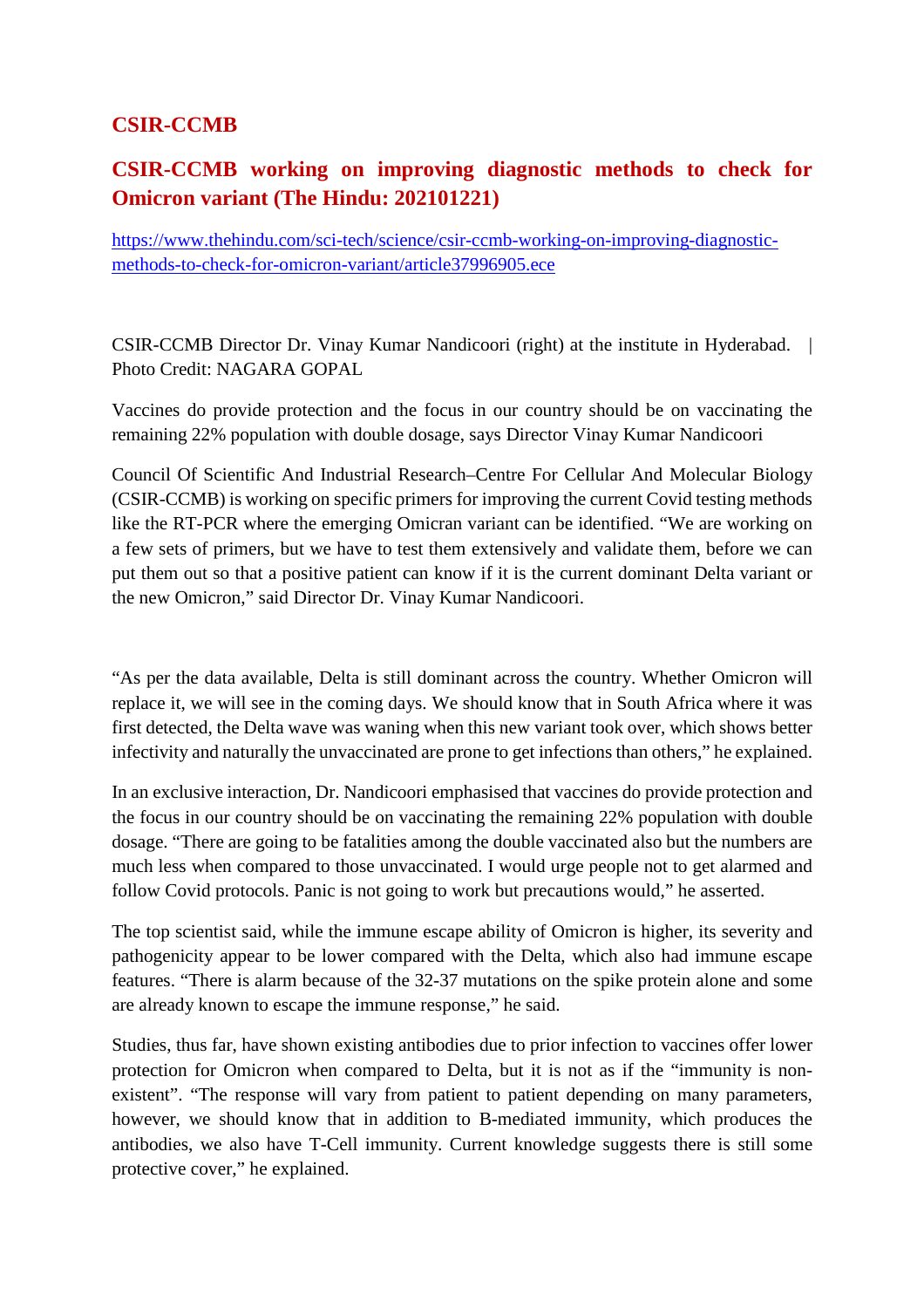## CSIR-CCMB

### CSIR-CCMB working on improving diagnostic methods to check for Omicron variant (The Hindu: 202101221)

[https://www.thehindu.com/sci-tech/science/csir-ccmb-working-on-improving-diagnostic-methods-to-check-for-omicron-variant/article37996905.ece](https://www.thehindu.com/sci-tech/science/csir-ccmb-working-on-improving-diagnostic-methods-to-check-for-omicron-variant/article37996905.ece)

CSIR-CCMB Director Dr. Vinay Kumar Nandicoori (right) at the institute in Hyderabad. | Photo Credit: NAGARA GOPAL

Vaccines do provide protection and the focus in our country should be on vaccinating the remaining 22% population with double dosage, says Director Vinay Kumar Nandicoori

Council Of Scientific And Industrial Research–Centre For Cellular And Molecular Biology (CSIR-CCMB) is working on specific primers for improving the current Covid testing methods like the RT-PCR where the emerging Omicran variant can be identified. "We are working on a few sets of primers, but we have to test them extensively and validate them, before we can put them out so that a positive patient can know if it is the current dominant Delta variant or the new Omicron," said Director Dr. Vinay Kumar Nandicoori.

"As per the data available, Delta is still dominant across the country. Whether Omicron will replace it, we will see in the coming days. We should know that in South Africa where it was first detected, the Delta wave was waning when this new variant took over, which shows better infectivity and naturally the unvaccinated are prone to get infections than others," he explained.

In an exclusive interaction, Dr. Nandicoori emphasised that vaccines do provide protection and the focus in our country should be on vaccinating the remaining 22% population with double dosage. "There are going to be fatalities among the double vaccinated also but the numbers are much less when compared to those unvaccinated. I would urge people not to get alarmed and follow Covid protocols. Panic is not going to work but precautions would," he asserted.

The top scientist said, while the immune escape ability of Omicron is higher, its severity and pathogenicity appear to be lower compared with the Delta, which also had immune escape features. "There is alarm because of the 32-37 mutations on the spike protein alone and some are already known to escape the immune response," he said.

Studies, thus far, have shown existing antibodies due to prior infection to vaccines offer lower protection for Omicron when compared to Delta, but it is not as if the "immunity is non-existent". "The response will vary from patient to patient depending on many parameters, however, we should know that in addition to B-mediated immunity, which produces the antibodies, we also have T-Cell immunity. Current knowledge suggests there is still some protective cover," he explained.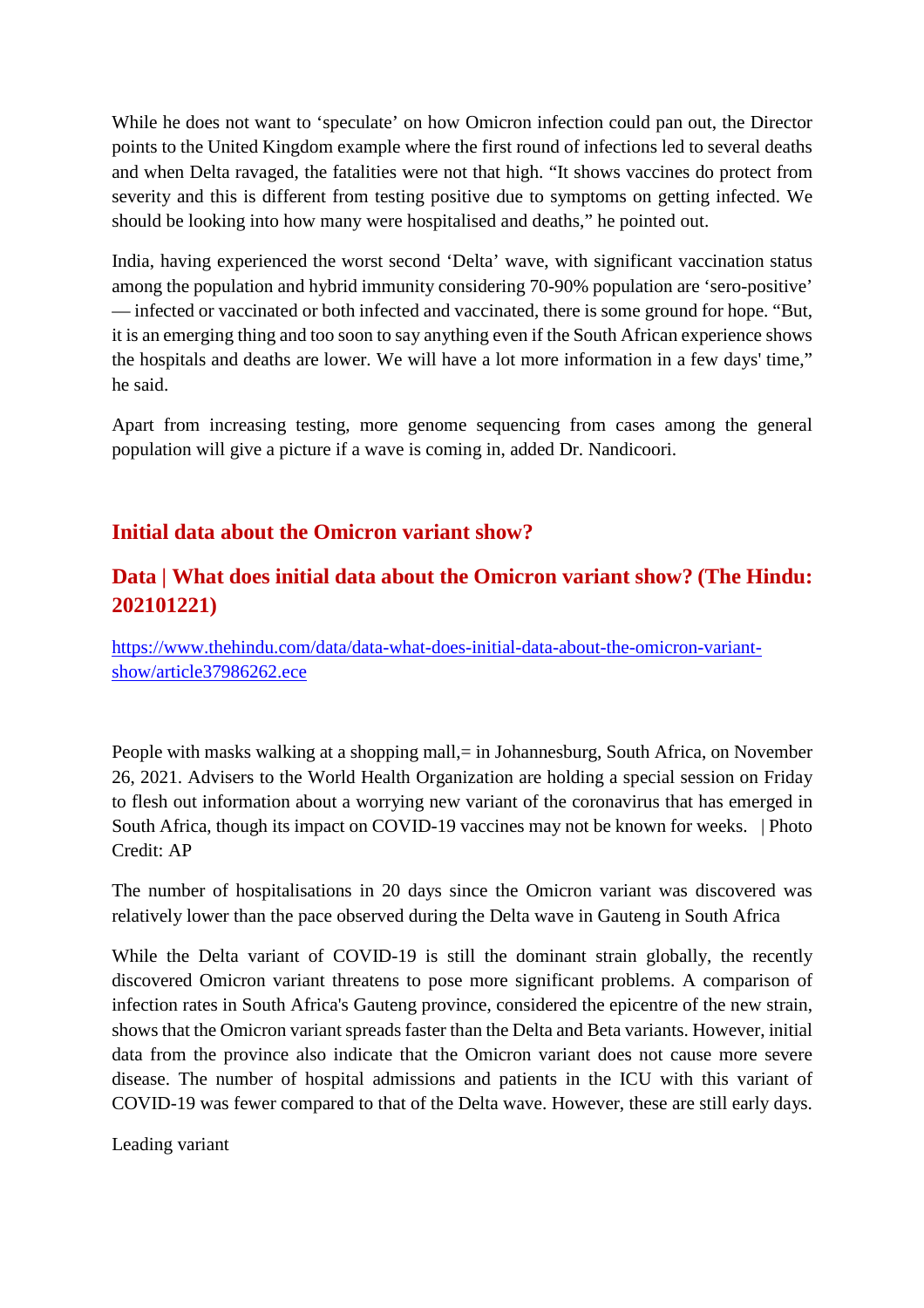While he does not want to 'speculate' on how Omicron infection could pan out, the Director points to the United Kingdom example where the first round of infections led to several deaths and when Delta ravaged, the fatalities were not that high. "It shows vaccines do protect from severity and this is different from testing positive due to symptoms on getting infected. We should be looking into how many were hospitalised and deaths," he pointed out.

India, having experienced the worst second 'Delta' wave, with significant vaccination status among the population and hybrid immunity considering 70-90% population are 'sero-positive' — infected or vaccinated or both infected and vaccinated, there is some ground for hope. "But, it is an emerging thing and too soon to say anything even if the South African experience shows the hospitals and deaths are lower. We will have a lot more information in a few days' time," he said.

Apart from increasing testing, more genome sequencing from cases among the general population will give a picture if a wave is coming in, added Dr. Nandicoori.

## Initial data about the Omicron variant show?

## Data | What does initial data about the Omicron variant show? (The Hindu: 202101221)

https://www.thehindu.com/data/data-what-does-initial-data-about-the-omicron-variant-show/article37986262.ece

People with masks walking at a shopping mall,= in Johannesburg, South Africa, on November 26, 2021. Advisers to the World Health Organization are holding a special session on Friday to flesh out information about a worrying new variant of the coronavirus that has emerged in South Africa, though its impact on COVID-19 vaccines may not be known for weeks. | Photo Credit: AP

The number of hospitalisations in 20 days since the Omicron variant was discovered was relatively lower than the pace observed during the Delta wave in Gauteng in South Africa

While the Delta variant of COVID-19 is still the dominant strain globally, the recently discovered Omicron variant threatens to pose more significant problems. A comparison of infection rates in South Africa's Gauteng province, considered the epicentre of the new strain, shows that the Omicron variant spreads faster than the Delta and Beta variants. However, initial data from the province also indicate that the Omicron variant does not cause more severe disease. The number of hospital admissions and patients in the ICU with this variant of COVID-19 was fewer compared to that of the Delta wave. However, these are still early days.

Leading variant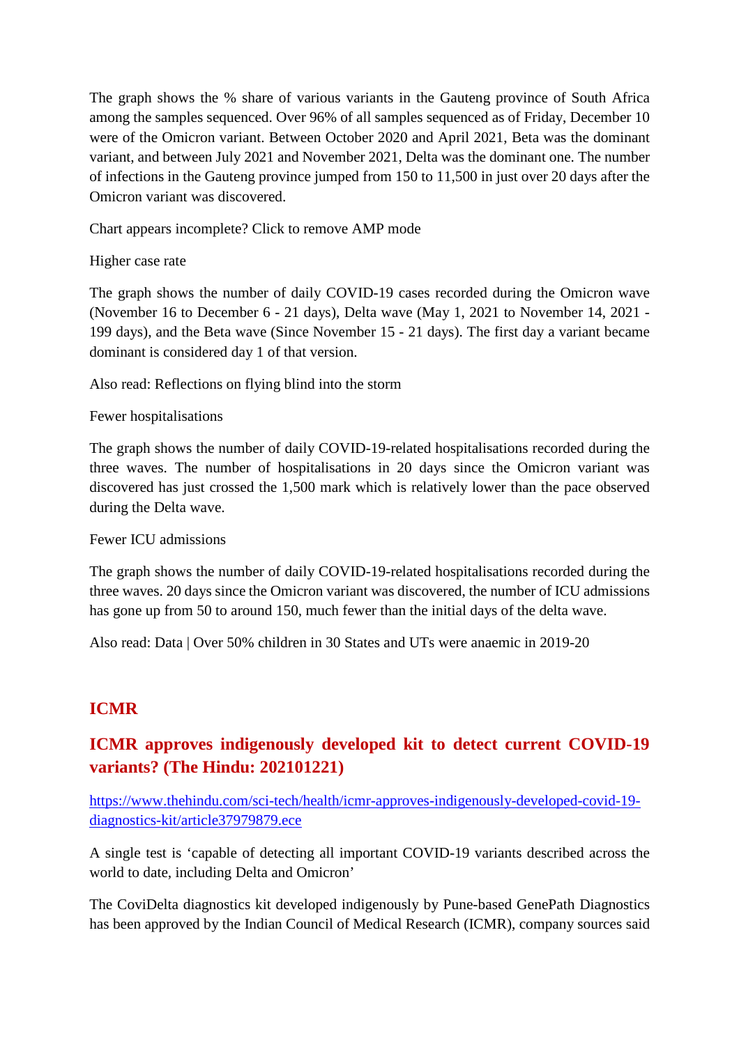The graph shows the % share of various variants in the Gauteng province of South Africa among the samples sequenced. Over 96% of all samples sequenced as of Friday, December 10 were of the Omicron variant. Between October 2020 and April 2021, Beta was the dominant variant, and between July 2021 and November 2021, Delta was the dominant one. The number of infections in the Gauteng province jumped from 150 to 11,500 in just over 20 days after the Omicron variant was discovered.

Chart appears incomplete? Click to remove AMP mode

Higher case rate

The graph shows the number of daily COVID-19 cases recorded during the Omicron wave (November 16 to December 6 - 21 days), Delta wave (May 1, 2021 to November 14, 2021 - 199 days), and the Beta wave (Since November 15 - 21 days). The first day a variant became dominant is considered day 1 of that version.

Also read: Reflections on flying blind into the storm

Fewer hospitalisations

The graph shows the number of daily COVID-19-related hospitalisations recorded during the three waves. The number of hospitalisations in 20 days since the Omicron variant was discovered has just crossed the 1,500 mark which is relatively lower than the pace observed during the Delta wave.

Fewer ICU admissions

The graph shows the number of daily COVID-19-related hospitalisations recorded during the three waves. 20 days since the Omicron variant was discovered, the number of ICU admissions has gone up from 50 to around 150, much fewer than the initial days of the delta wave.

Also read: Data | Over 50% children in 30 States and UTs were anaemic in 2019-20

## ICMR

## ICMR approves indigenously developed kit to detect current COVID-19 variants? (The Hindu: 202101221)

https://www.thehindu.com/sci-tech/health/icmr-approves-indigenously-developed-covid-19-diagnostics-kit/article37979879.ece

A single test is 'capable of detecting all important COVID-19 variants described across the world to date, including Delta and Omicron'

The CoviDelta diagnostics kit developed indigenously by Pune-based GenePath Diagnostics has been approved by the Indian Council of Medical Research (ICMR), company sources said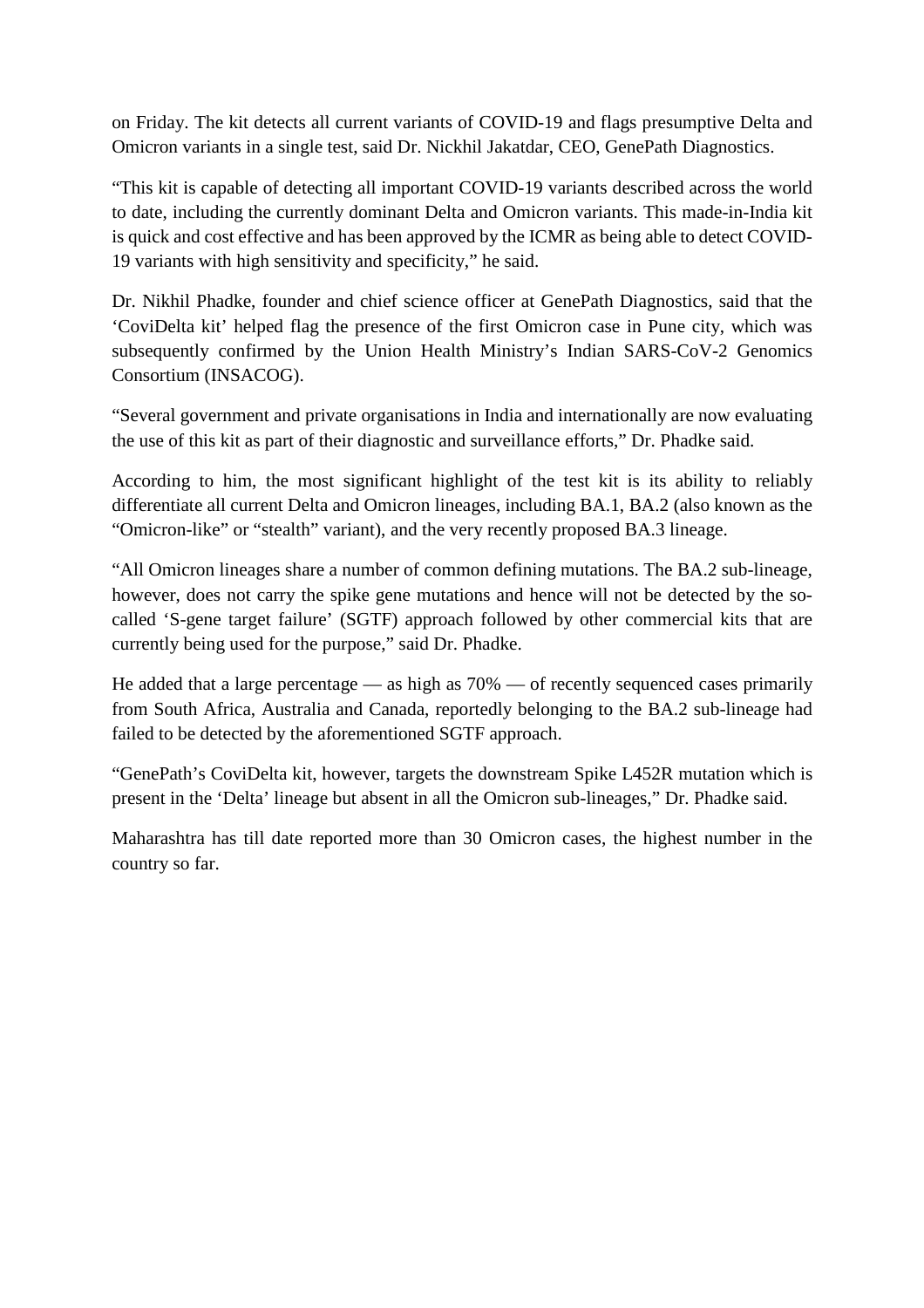on Friday. The kit detects all current variants of COVID-19 and flags presumptive Delta and Omicron variants in a single test, said Dr. Nickhil Jakatdar, CEO, GenePath Diagnostics.

"This kit is capable of detecting all important COVID-19 variants described across the world to date, including the currently dominant Delta and Omicron variants. This made-in-India kit is quick and cost effective and has been approved by the ICMR as being able to detect COVID-19 variants with high sensitivity and specificity," he said.

Dr. Nikhil Phadke, founder and chief science officer at GenePath Diagnostics, said that the 'CoviDelta kit' helped flag the presence of the first Omicron case in Pune city, which was subsequently confirmed by the Union Health Ministry's Indian SARS-CoV-2 Genomics Consortium (INSACOG).

"Several government and private organisations in India and internationally are now evaluating the use of this kit as part of their diagnostic and surveillance efforts," Dr. Phadke said.

According to him, the most significant highlight of the test kit is its ability to reliably differentiate all current Delta and Omicron lineages, including BA.1, BA.2 (also known as the "Omicron-like" or "stealth" variant), and the very recently proposed BA.3 lineage.

"All Omicron lineages share a number of common defining mutations. The BA.2 sub-lineage, however, does not carry the spike gene mutations and hence will not be detected by the so-called 'S-gene target failure' (SGTF) approach followed by other commercial kits that are currently being used for the purpose," said Dr. Phadke.

He added that a large percentage — as high as 70% — of recently sequenced cases primarily from South Africa, Australia and Canada, reportedly belonging to the BA.2 sub-lineage had failed to be detected by the aforementioned SGTF approach.

"GenePath's CoviDelta kit, however, targets the downstream Spike L452R mutation which is present in the 'Delta' lineage but absent in all the Omicron sub-lineages," Dr. Phadke said.

Maharashtra has till date reported more than 30 Omicron cases, the highest number in the country so far.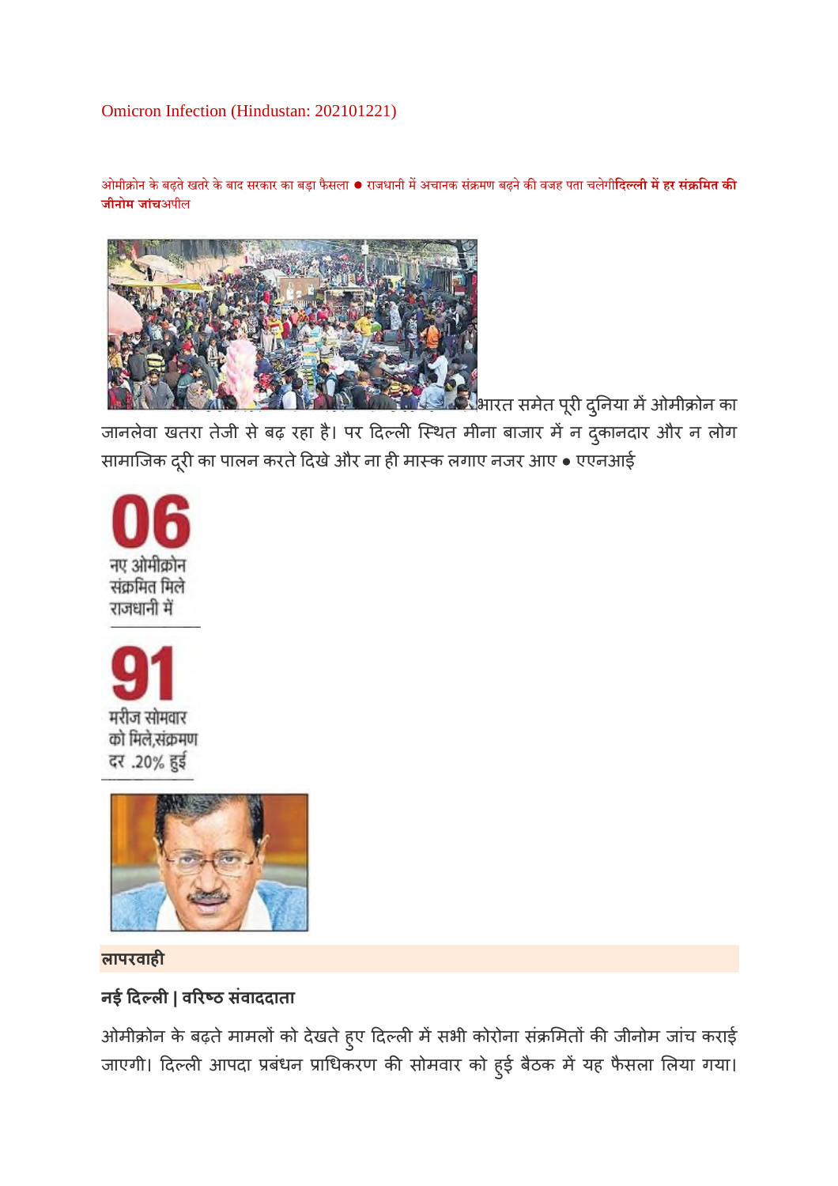Omicron Infection (Hindustan: 202101221)

ओमीक्रोन के बढ़ते खतरे के बाद सरकार का बड़ा फैसला ● राजधानी में अचानक संक्रमण बढ़ने की वजह पता चलेगी**दिल्ली में हर संक्रमित की जीनोम जांच**अपील

भारत समेत पूरी दुनिया में ओमीक्रोन का जानलेवा खतरा तेजी से बढ़ रहा है। पर दिल्ली स्थित मीना बाजार में न दुकानदार और न लोग सामाजिक दूरी का पालन करते दिखे और ना ही मास्क लगाए नजर आए ● एएनआई

**06**
नए ओमीक्रोन संक्रमित मिले राजधानी में

**91**
मरीज सोमवार को मिले,संक्रमण दर .20% हुई

**लापरवाही**

**नई दिल्ली | वरिष्ठ संवाददाता**

ओमीक्रोन के बढ़ते मामलों को देखते हुए दिल्ली में सभी कोरोना संक्रमितों की जीनोम जांच कराई जाएगी। दिल्ली आपदा प्रबंधन प्राधिकरण की सोमवार को हुई बैठक में यह फैसला लिया गया।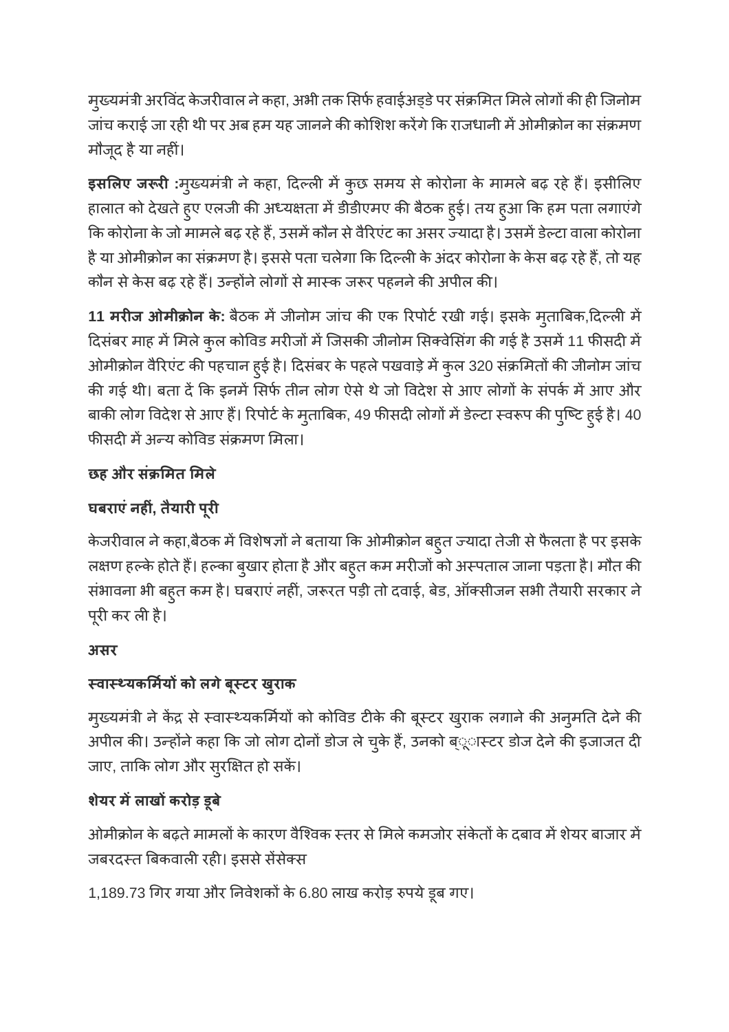मुख्यमंत्री अरविंद केजरीवाल ने कहा, अभी तक सिर्फ हवाईअड्डे पर संक्रमित मिले लोगों की ही जिनोम जांच कराई जा रही थी पर अब हम यह जानने की कोशिश करेंगे कि राजधानी में ओमीक्रोन का संक्रमण मौजूद है या नहीं।

**इसलिए जरूरी :**मुख्यमंत्री ने कहा, दिल्ली में कुछ समय से कोरोना के मामले बढ़ रहे हैं। इसीलिए हालात को देखते हुए एलजी की अध्यक्षता में डीडीएमए की बैठक हुई। तय हुआ कि हम पता लगाएंगे कि कोरोना के जो मामले बढ़ रहे हैं, उसमें कौन से वैरिएंट का असर ज्यादा है। उसमें डेल्टा वाला कोरोना है या ओमीक्रोन का संक्रमण है। इससे पता चलेगा कि दिल्ली के अंदर कोरोना के केस बढ़ रहे हैं, तो यह कौन से केस बढ़ रहे हैं। उन्होंने लोगों से मास्क जरूर पहनने की अपील की।

**11 मरीज ओमीक्रोन के:** बैठक में जीनोम जांच की एक रिपोर्ट रखी गई। इसके मुताबिक,दिल्ली में दिसंबर माह में मिले कुल कोविड मरीजों में जिसकी जीनोम सिक्वेसिंग की गई है उसमें 11 फीसदी में ओमीक्रोन वैरिएंट की पहचान हुई है। दिसंबर के पहले पखवाड़े में कुल 320 संक्रमितों की जीनोम जांच की गई थी। बता दें कि इनमें सिर्फ तीन लोग ऐसे थे जो विदेश से आए लोगों के संपर्क में आए और बाकी लोग विदेश से आए हैं। रिपोर्ट के मुताबिक, 49 फीसदी लोगों में डेल्टा स्वरूप की पुष्टि हुई है। 40 फीसदी में अन्य कोविड संक्रमण मिला।

**छह और संक्रमित मिले**

**घबराएं नहीं, तैयारी पूरी**

केजरीवाल ने कहा,बैठक में विशेषज्ञों ने बताया कि ओमीक्रोन बहुत ज्यादा तेजी से फैलता है पर इसके लक्षण हल्के होते हैं। हल्का बुखार होता है और बहुत कम मरीजों को अस्पताल जाना पड़ता है। मौत की संभावना भी बहुत कम है। घबराएं नहीं, जरूरत पड़ी तो दवाई, बेड, ऑक्सीजन सभी तैयारी सरकार ने पूरी कर ली है।

**असर**

**स्वास्थ्यकर्मियों को लगे बूस्टर खुराक**

मुख्यमंत्री ने केंद्र से स्वास्थ्यकर्मियों को कोविड टीके की बूस्टर खुराक लगाने की अनुमति देने की अपील की। उन्होंने कहा कि जो लोग दोनों डोज ले चुके हैं, उनको ब्ूस्टर डोज देने की इजाजत दी जाए, ताकि लोग और सुरक्षित हो सकें।

**शेयर में लाखों करोड़ डूबे**

ओमीक्रोन के बढ़ते मामलों के कारण वैश्विक स्तर से मिले कमजोर संकेतों के दबाव में शेयर बाजार में जबरदस्त बिकवाली रही। इससे सेंसेक्स

1,189.73 गिर गया और निवेशकों के 6.80 लाख करोड़ रुपये डूब गए।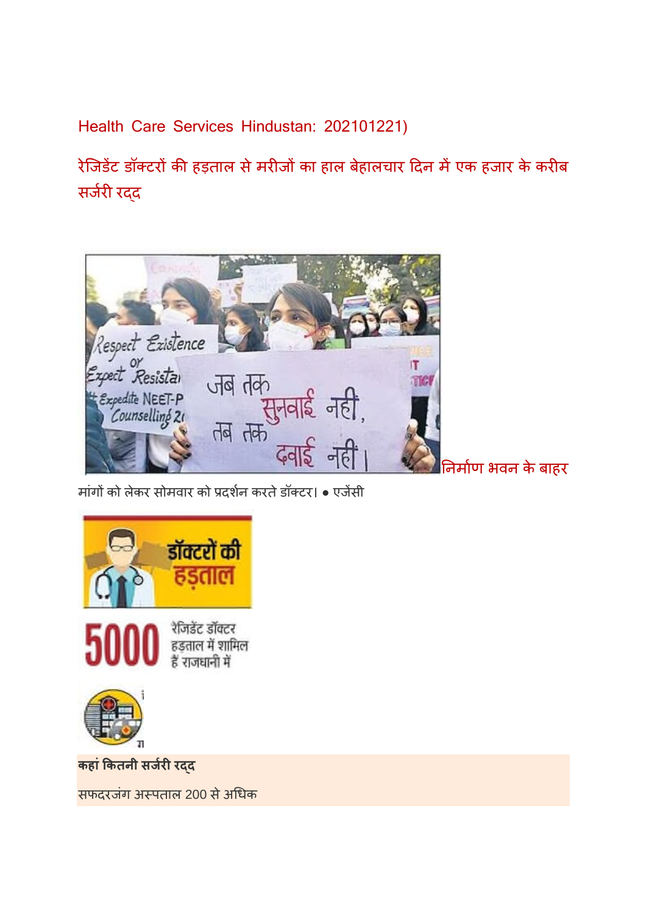Health Care Services Hindustan: 202101221)

## रेजिडेंट डॉक्टरों की हड़ताल से मरीजों का हाल बेहालचार दिन में एक हजार के करीब सर्जरी रद्द

निर्माण भवन के बाहर मांगों को लेकर सोमवार को प्रदर्शन करते डॉक्टर। ● एजेंसी

डॉक्टरों की हड़ताल

5000 रेजिडेंट डॉक्टर हड़ताल में शामिल हैं राजधानी में

**कहां कितनी सर्जरी रद्द**

सफदरजंग अस्पताल 200 से अधिक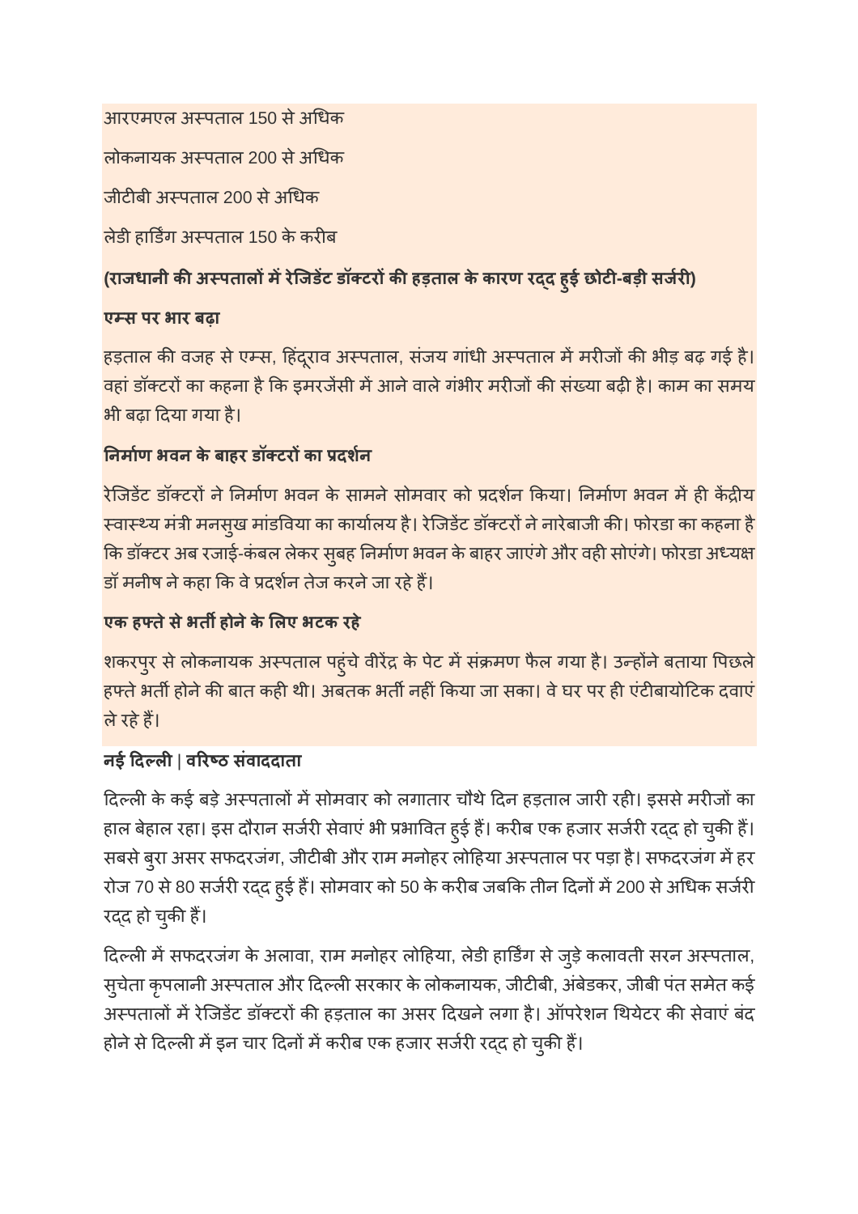आरएमएल अस्पताल 150 से अधिक

लोकनायक अस्पताल 200 से अधिक

जीटीबी अस्पताल 200 से अधिक

लेडी हार्डिंग अस्पताल 150 के करीब

**(राजधानी की अस्पतालों में रेजिडेंट डॉक्टरों की हड़ताल के कारण रद्द हुई छोटी-बड़ी सर्जरी)**

**एम्स पर भार बढ़ा**

हड़ताल की वजह से एम्स, हिंदूराव अस्पताल, संजय गांधी अस्पताल में मरीजों की भीड़ बढ़ गई है। वहां डॉक्टरों का कहना है कि इमरजेंसी में आने वाले गंभीर मरीजों की संख्या बढ़ी है। काम का समय भी बढ़ा दिया गया है।

**निर्माण भवन के बाहर डॉक्टरों का प्रदर्शन**

रेजिडेंट डॉक्टरों ने निर्माण भवन के सामने सोमवार को प्रदर्शन किया। निर्माण भवन में ही केंद्रीय स्वास्थ्य मंत्री मनसुख मांडविया का कार्यालय है। रेजिडेंट डॉक्टरों ने नारेबाजी की। फोरडा का कहना है कि डॉक्टर अब रजाई-कंबल लेकर सुबह निर्माण भवन के बाहर जाएंगे और वही सोएंगे। फोरडा अध्यक्ष डॉ मनीष ने कहा कि वे प्रदर्शन तेज करने जा रहे हैं।

**एक हफ्ते से भर्ती होने के लिए भटक रहे**

शकरपुर से लोकनायक अस्पताल पहुंचे वीरेंद्र के पेट में संक्रमण फैल गया है। उन्होंने बताया पिछले हफ्ते भर्ती होने की बात कही थी। अबतक भर्ती नहीं किया जा सका। वे घर पर ही एंटीबायोटिक दवाएं ले रहे हैं।

**नई दिल्ली | वरिष्ठ संवाददाता**

दिल्ली के कई बड़े अस्पतालों में सोमवार को लगातार चौथे दिन हड़ताल जारी रही। इससे मरीजों का हाल बेहाल रहा। इस दौरान सर्जरी सेवाएं भी प्रभावित हुई हैं। करीब एक हजार सर्जरी रद्द हो चुकी हैं। सबसे बुरा असर सफदरजंग, जीटीबी और राम मनोहर लोहिया अस्पताल पर पड़ा है। सफदरजंग में हर रोज 70 से 80 सर्जरी रद्द हुई हैं। सोमवार को 50 के करीब जबकि तीन दिनों में 200 से अधिक सर्जरी रद्द हो चुकी हैं।

दिल्ली में सफदरजंग के अलावा, राम मनोहर लोहिया, लेडी हार्डिंग से जुड़े कलावती सरन अस्पताल, सुचेता कृपलानी अस्पताल और दिल्ली सरकार के लोकनायक, जीटीबी, अंबेडकर, जीबी पंत समेत कई अस्पतालों में रेजिडेंट डॉक्टरों की हड़ताल का असर दिखने लगा है। ऑपरेशन थियेटर की सेवाएं बंद होने से दिल्ली में इन चार दिनों में करीब एक हजार सर्जरी रद्द हो चुकी हैं।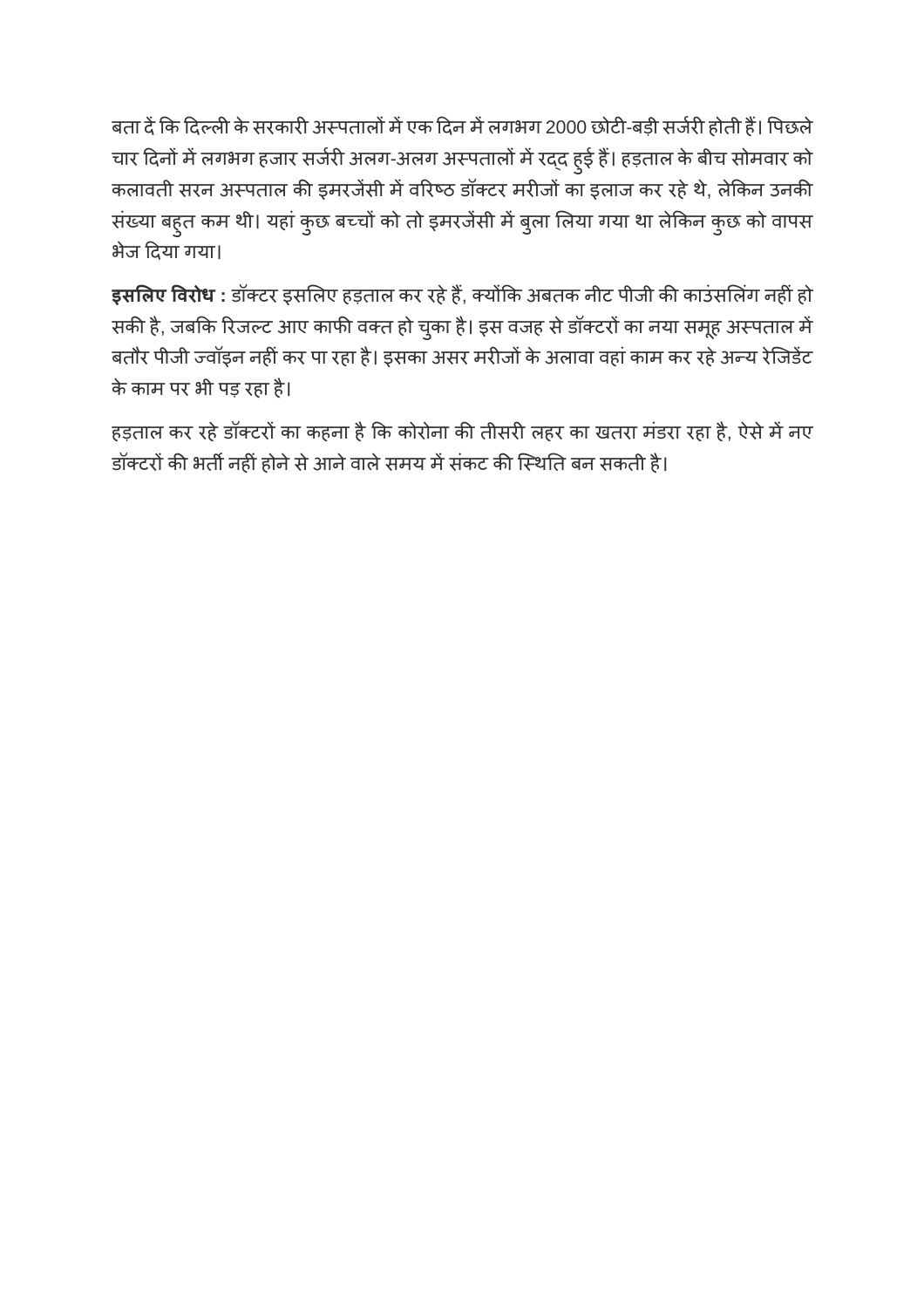बता दें कि दिल्ली के सरकारी अस्पतालों में एक दिन में लगभग 2000 छोटी-बड़ी सर्जरी होती हैं। पिछले चार दिनों में लगभग हजार सर्जरी अलग-अलग अस्पतालों में रद्द हुई हैं। हड़ताल के बीच सोमवार को कलावती सरन अस्पताल की इमरजेंसी में वरिष्ठ डॉक्टर मरीजों का इलाज कर रहे थे, लेकिन उनकी संख्या बहुत कम थी। यहां कुछ बच्चों को तो इमरजेंसी में बुला लिया गया था लेकिन कुछ को वापस भेज दिया गया।

**इसलिए विरोध :** डॉक्टर इसलिए हड़ताल कर रहे हैं, क्योंकि अबतक नीट पीजी की काउंसलिंग नहीं हो सकी है, जबकि रिजल्ट आए काफी वक्त हो चुका है। इस वजह से डॉक्टरों का नया समूह अस्पताल में बतौर पीजी ज्वॉइन नहीं कर पा रहा है। इसका असर मरीजों के अलावा वहां काम कर रहे अन्य रेजिडेंट के काम पर भी पड़ रहा है।

हड़ताल कर रहे डॉक्टरों का कहना है कि कोरोना की तीसरी लहर का खतरा मंडरा रहा है, ऐसे में नए डॉक्टरों की भर्ती नहीं होने से आने वाले समय में संकट की स्थिति बन सकती है।